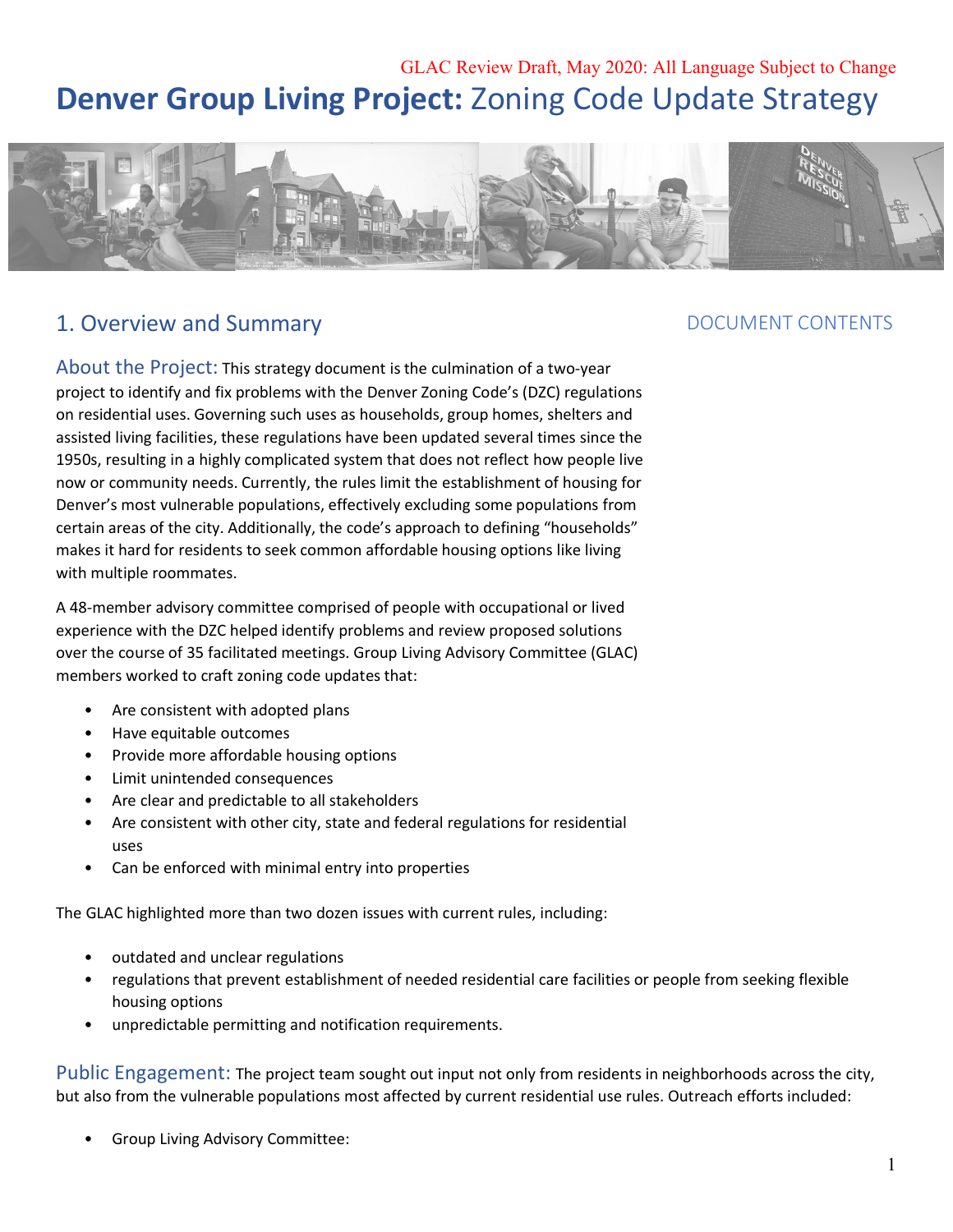GLAC Review Draft, May 2020: All Language Subject to Change

# Denver Group Living Project: Zoning Code Update Strategy

## 1. Overview and Summary

DOCUMENT CONTENTS

**About the Project:** This strategy document is the culmination of a two-year project to identify and fix problems with the Denver Zoning Code's (DZC) regulations on residential uses. Governing such uses as households, group homes, shelters and assisted living facilities, these regulations have been updated several times since the 1950s, resulting in a highly complicated system that does not reflect how people live now or community needs. Currently, the rules limit the establishment of housing for Denver's most vulnerable populations, effectively excluding some populations from certain areas of the city. Additionally, the code's approach to defining "households" makes it hard for residents to seek common affordable housing options like living with multiple roommates.

A 48-member advisory committee comprised of people with occupational or lived experience with the DZC helped identify problems and review proposed solutions over the course of 35 facilitated meetings. Group Living Advisory Committee (GLAC) members worked to craft zoning code updates that:

- Are consistent with adopted plans
- Have equitable outcomes
- Provide more affordable housing options
- Limit unintended consequences
- Are clear and predictable to all stakeholders
- Are consistent with other city, state and federal regulations for residential uses
- Can be enforced with minimal entry into properties

The GLAC highlighted more than two dozen issues with current rules, including:

- outdated and unclear regulations
- regulations that prevent establishment of needed residential care facilities or people from seeking flexible housing options
- unpredictable permitting and notification requirements.

**Public Engagement:** The project team sought out input not only from residents in neighborhoods across the city, but also from the vulnerable populations most affected by current residential use rules. Outreach efforts included:

- Group Living Advisory Committee: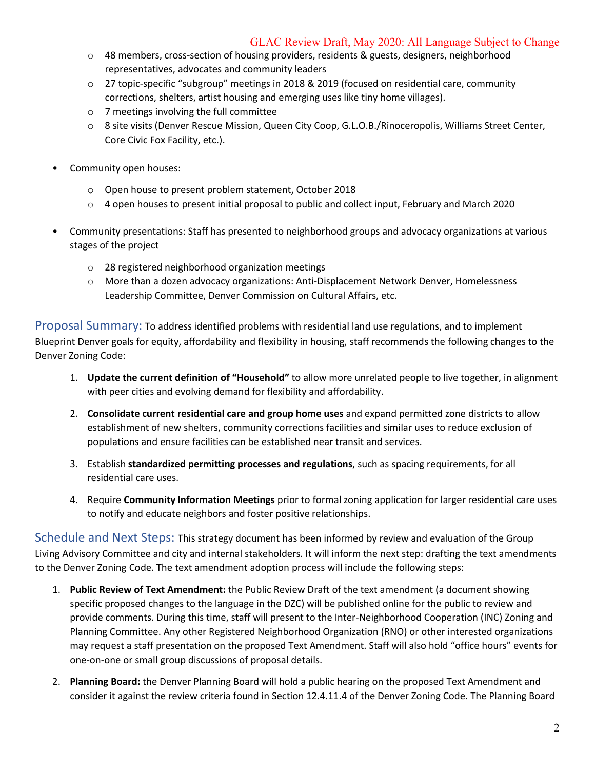- 48 members, cross-section of housing providers, residents & guests, designers, neighborhood representatives, advocates and community leaders
- 27 topic-specific "subgroup" meetings in 2018 & 2019 (focused on residential care, community corrections, shelters, artist housing and emerging uses like tiny home villages).
- 7 meetings involving the full committee
- 8 site visits (Denver Rescue Mission, Queen City Coop, G.L.O.B./Rinoceropolis, Williams Street Center, Core Civic Fox Facility, etc.).

- Community open houses:
  - Open house to present problem statement, October 2018
  - 4 open houses to present initial proposal to public and collect input, February and March 2020

- Community presentations: Staff has presented to neighborhood groups and advocacy organizations at various stages of the project
  - 28 registered neighborhood organization meetings
  - More than a dozen advocacy organizations: Anti-Displacement Network Denver, Homelessness Leadership Committee, Denver Commission on Cultural Affairs, etc.

## Proposal Summary:

To address identified problems with residential land use regulations, and to implement Blueprint Denver goals for equity, affordability and flexibility in housing, staff recommends the following changes to the Denver Zoning Code:

1. **Update the current definition of "Household"** to allow more unrelated people to live together, in alignment with peer cities and evolving demand for flexibility and affordability.
2. **Consolidate current residential care and group home uses** and expand permitted zone districts to allow establishment of new shelters, community corrections facilities and similar uses to reduce exclusion of populations and ensure facilities can be established near transit and services.
3. Establish **standardized permitting processes and regulations**, such as spacing requirements, for all residential care uses.
4. Require **Community Information Meetings** prior to formal zoning application for larger residential care uses to notify and educate neighbors and foster positive relationships.

## Schedule and Next Steps:

This strategy document has been informed by review and evaluation of the Group Living Advisory Committee and city and internal stakeholders. It will inform the next step: drafting the text amendments to the Denver Zoning Code. The text amendment adoption process will include the following steps:

1. **Public Review of Text Amendment:** the Public Review Draft of the text amendment (a document showing specific proposed changes to the language in the DZC) will be published online for the public to review and provide comments. During this time, staff will present to the Inter-Neighborhood Cooperation (INC) Zoning and Planning Committee. Any other Registered Neighborhood Organization (RNO) or other interested organizations may request a staff presentation on the proposed Text Amendment. Staff will also hold "office hours" events for one-on-one or small group discussions of proposal details.
2. **Planning Board:** the Denver Planning Board will hold a public hearing on the proposed Text Amendment and consider it against the review criteria found in Section 12.4.11.4 of the Denver Zoning Code. The Planning Board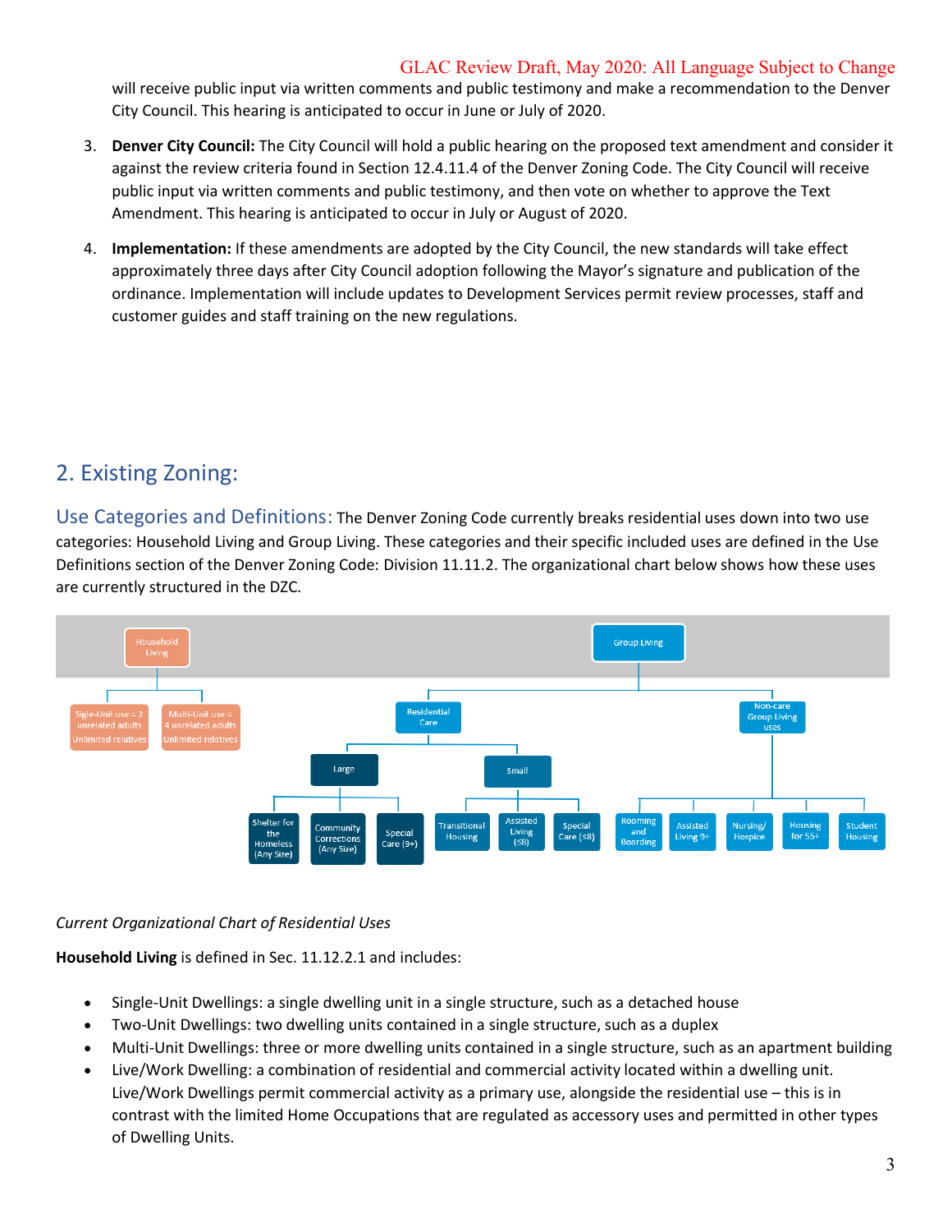will receive public input via written comments and public testimony and make a recommendation to the Denver City Council. This hearing is anticipated to occur in June or July of 2020.

3. **Denver City Council:** The City Council will hold a public hearing on the proposed text amendment and consider it against the review criteria found in Section 12.4.11.4 of the Denver Zoning Code. The City Council will receive public input via written comments and public testimony, and then vote on whether to approve the Text Amendment. This hearing is anticipated to occur in July or August of 2020.
4. **Implementation:** If these amendments are adopted by the City Council, the new standards will take effect approximately three days after City Council adoption following the Mayor's signature and publication of the ordinance. Implementation will include updates to Development Services permit review processes, staff and customer guides and staff training on the new regulations.

## 2. Existing Zoning:

### Use Categories and Definitions:

The Denver Zoning Code currently breaks residential uses down into two use categories: Household Living and Group Living. These categories and their specific included uses are defined in the Use Definitions section of the Denver Zoning Code: Division 11.11.2. The organizational chart below shows how these uses are currently structured in the DZC.

- Household Living
  - Sigle-Unit use = 2 unrelated adults, Unlimited relatives
  - Multi-Unit use = 4 unrelated adults, Unlimited relatives
- Group Living
  - Residential Care
    - Large
      - Shelter for the Homeless (Any Size)
      - Community Corrections (Any Size)
      - Special Care (9+)
    - Small
      - Transitional Housing
      - Assisted Living (≤8)
      - Special Care (≤8)
  - Non-care Group Living uses
    - Rooming and Boarding
    - Assisted Living 9+
    - Nursing/ Hospice
    - Housing for 55+
    - Student Housing

*Current Organizational Chart of Residential Uses*

**Household Living** is defined in Sec. 11.12.2.1 and includes:

- Single-Unit Dwellings: a single dwelling unit in a single structure, such as a detached house
- Two-Unit Dwellings: two dwelling units contained in a single structure, such as a duplex
- Multi-Unit Dwellings: three or more dwelling units contained in a single structure, such as an apartment building
- Live/Work Dwelling: a combination of residential and commercial activity located within a dwelling unit. Live/Work Dwellings permit commercial activity as a primary use, alongside the residential use – this is in contrast with the limited Home Occupations that are regulated as accessory uses and permitted in other types of Dwelling Units.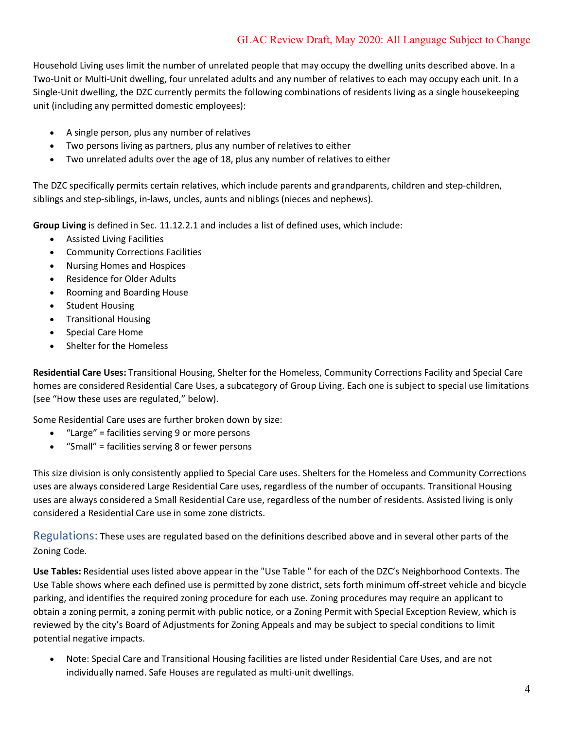Household Living uses limit the number of unrelated people that may occupy the dwelling units described above. In a Two-Unit or Multi-Unit dwelling, four unrelated adults and any number of relatives to each may occupy each unit. In a Single-Unit dwelling, the DZC currently permits the following combinations of residents living as a single housekeeping unit (including any permitted domestic employees):

- A single person, plus any number of relatives
- Two persons living as partners, plus any number of relatives to either
- Two unrelated adults over the age of 18, plus any number of relatives to either

The DZC specifically permits certain relatives, which include parents and grandparents, children and step-children, siblings and step-siblings, in-laws, uncles, aunts and niblings (nieces and nephews).

**Group Living** is defined in Sec. 11.12.2.1 and includes a list of defined uses, which include:

- Assisted Living Facilities
- Community Corrections Facilities
- Nursing Homes and Hospices
- Residence for Older Adults
- Rooming and Boarding House
- Student Housing
- Transitional Housing
- Special Care Home
- Shelter for the Homeless

**Residential Care Uses:** Transitional Housing, Shelter for the Homeless, Community Corrections Facility and Special Care homes are considered Residential Care Uses, a subcategory of Group Living. Each one is subject to special use limitations (see "How these uses are regulated," below).

Some Residential Care uses are further broken down by size:

- "Large" = facilities serving 9 or more persons
- "Small" = facilities serving 8 or fewer persons

This size division is only consistently applied to Special Care uses. Shelters for the Homeless and Community Corrections uses are always considered Large Residential Care uses, regardless of the number of occupants. Transitional Housing uses are always considered a Small Residential Care use, regardless of the number of residents. Assisted living is only considered a Residential Care use in some zone districts.

## Regulations:

These uses are regulated based on the definitions described above and in several other parts of the Zoning Code.

**Use Tables:** Residential uses listed above appear in the "Use Table " for each of the DZC's Neighborhood Contexts. The Use Table shows where each defined use is permitted by zone district, sets forth minimum off-street vehicle and bicycle parking, and identifies the required zoning procedure for each use. Zoning procedures may require an applicant to obtain a zoning permit, a zoning permit with public notice, or a Zoning Permit with Special Exception Review, which is reviewed by the city's Board of Adjustments for Zoning Appeals and may be subject to special conditions to limit potential negative impacts.

- Note: Special Care and Transitional Housing facilities are listed under Residential Care Uses, and are not individually named. Safe Houses are regulated as multi-unit dwellings.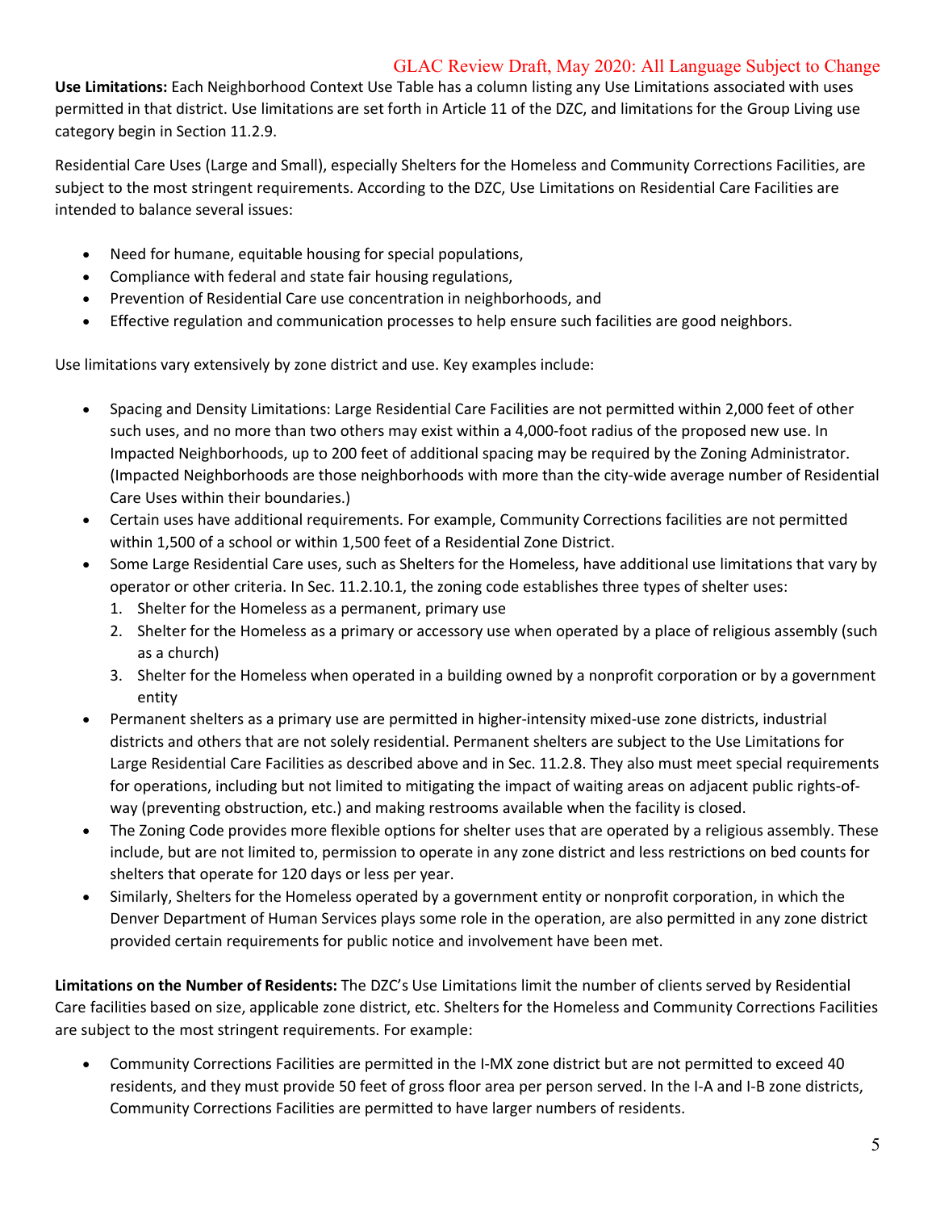**Use Limitations:** Each Neighborhood Context Use Table has a column listing any Use Limitations associated with uses permitted in that district. Use limitations are set forth in Article 11 of the DZC, and limitations for the Group Living use category begin in Section 11.2.9.

Residential Care Uses (Large and Small), especially Shelters for the Homeless and Community Corrections Facilities, are subject to the most stringent requirements. According to the DZC, Use Limitations on Residential Care Facilities are intended to balance several issues:

- Need for humane, equitable housing for special populations,
- Compliance with federal and state fair housing regulations,
- Prevention of Residential Care use concentration in neighborhoods, and
- Effective regulation and communication processes to help ensure such facilities are good neighbors.

Use limitations vary extensively by zone district and use. Key examples include:

- Spacing and Density Limitations: Large Residential Care Facilities are not permitted within 2,000 feet of other such uses, and no more than two others may exist within a 4,000-foot radius of the proposed new use. In Impacted Neighborhoods, up to 200 feet of additional spacing may be required by the Zoning Administrator. (Impacted Neighborhoods are those neighborhoods with more than the city-wide average number of Residential Care Uses within their boundaries.)
- Certain uses have additional requirements. For example, Community Corrections facilities are not permitted within 1,500 of a school or within 1,500 feet of a Residential Zone District.
- Some Large Residential Care uses, such as Shelters for the Homeless, have additional use limitations that vary by operator or other criteria. In Sec. 11.2.10.1, the zoning code establishes three types of shelter uses:
  1. Shelter for the Homeless as a permanent, primary use
  2. Shelter for the Homeless as a primary or accessory use when operated by a place of religious assembly (such as a church)
  3. Shelter for the Homeless when operated in a building owned by a nonprofit corporation or by a government entity
- Permanent shelters as a primary use are permitted in higher-intensity mixed-use zone districts, industrial districts and others that are not solely residential. Permanent shelters are subject to the Use Limitations for Large Residential Care Facilities as described above and in Sec. 11.2.8. They also must meet special requirements for operations, including but not limited to mitigating the impact of waiting areas on adjacent public rights-of-way (preventing obstruction, etc.) and making restrooms available when the facility is closed.
- The Zoning Code provides more flexible options for shelter uses that are operated by a religious assembly. These include, but are not limited to, permission to operate in any zone district and less restrictions on bed counts for shelters that operate for 120 days or less per year.
- Similarly, Shelters for the Homeless operated by a government entity or nonprofit corporation, in which the Denver Department of Human Services plays some role in the operation, are also permitted in any zone district provided certain requirements for public notice and involvement have been met.

**Limitations on the Number of Residents:** The DZC's Use Limitations limit the number of clients served by Residential Care facilities based on size, applicable zone district, etc. Shelters for the Homeless and Community Corrections Facilities are subject to the most stringent requirements. For example:

- Community Corrections Facilities are permitted in the I-MX zone district but are not permitted to exceed 40 residents, and they must provide 50 feet of gross floor area per person served. In the I-A and I-B zone districts, Community Corrections Facilities are permitted to have larger numbers of residents.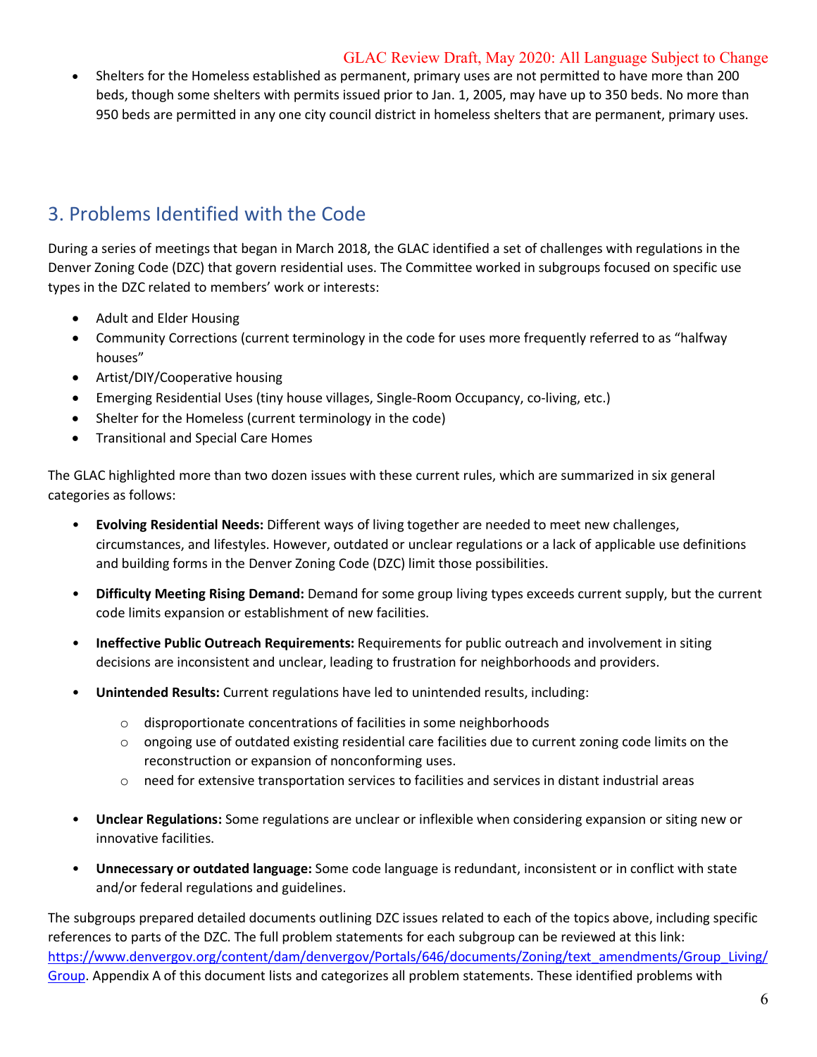- Shelters for the Homeless established as permanent, primary uses are not permitted to have more than 200 beds, though some shelters with permits issued prior to Jan. 1, 2005, may have up to 350 beds. No more than 950 beds are permitted in any one city council district in homeless shelters that are permanent, primary uses.

## 3. Problems Identified with the Code

During a series of meetings that began in March 2018, the GLAC identified a set of challenges with regulations in the Denver Zoning Code (DZC) that govern residential uses. The Committee worked in subgroups focused on specific use types in the DZC related to members' work or interests:

- Adult and Elder Housing
- Community Corrections (current terminology in the code for uses more frequently referred to as "halfway houses"
- Artist/DIY/Cooperative housing
- Emerging Residential Uses (tiny house villages, Single-Room Occupancy, co-living, etc.)
- Shelter for the Homeless (current terminology in the code)
- Transitional and Special Care Homes

The GLAC highlighted more than two dozen issues with these current rules, which are summarized in six general categories as follows:

- **Evolving Residential Needs:** Different ways of living together are needed to meet new challenges, circumstances, and lifestyles. However, outdated or unclear regulations or a lack of applicable use definitions and building forms in the Denver Zoning Code (DZC) limit those possibilities.
- **Difficulty Meeting Rising Demand:** Demand for some group living types exceeds current supply, but the current code limits expansion or establishment of new facilities.
- **Ineffective Public Outreach Requirements:** Requirements for public outreach and involvement in siting decisions are inconsistent and unclear, leading to frustration for neighborhoods and providers.
- **Unintended Results:** Current regulations have led to unintended results, including:
    - disproportionate concentrations of facilities in some neighborhoods
    - ongoing use of outdated existing residential care facilities due to current zoning code limits on the reconstruction or expansion of nonconforming uses.
    - need for extensive transportation services to facilities and services in distant industrial areas
- **Unclear Regulations:** Some regulations are unclear or inflexible when considering expansion or siting new or innovative facilities.
- **Unnecessary or outdated language:** Some code language is redundant, inconsistent or in conflict with state and/or federal regulations and guidelines.

The subgroups prepared detailed documents outlining DZC issues related to each of the topics above, including specific references to parts of the DZC. The full problem statements for each subgroup can be reviewed at this link: [https://www.denvergov.org/content/dam/denvergov/Portals/646/documents/Zoning/text_amendments/Group_Living/Group](https://www.denvergov.org/content/dam/denvergov/Portals/646/documents/Zoning/text_amendments/Group_Living/Group). Appendix A of this document lists and categorizes all problem statements. These identified problems with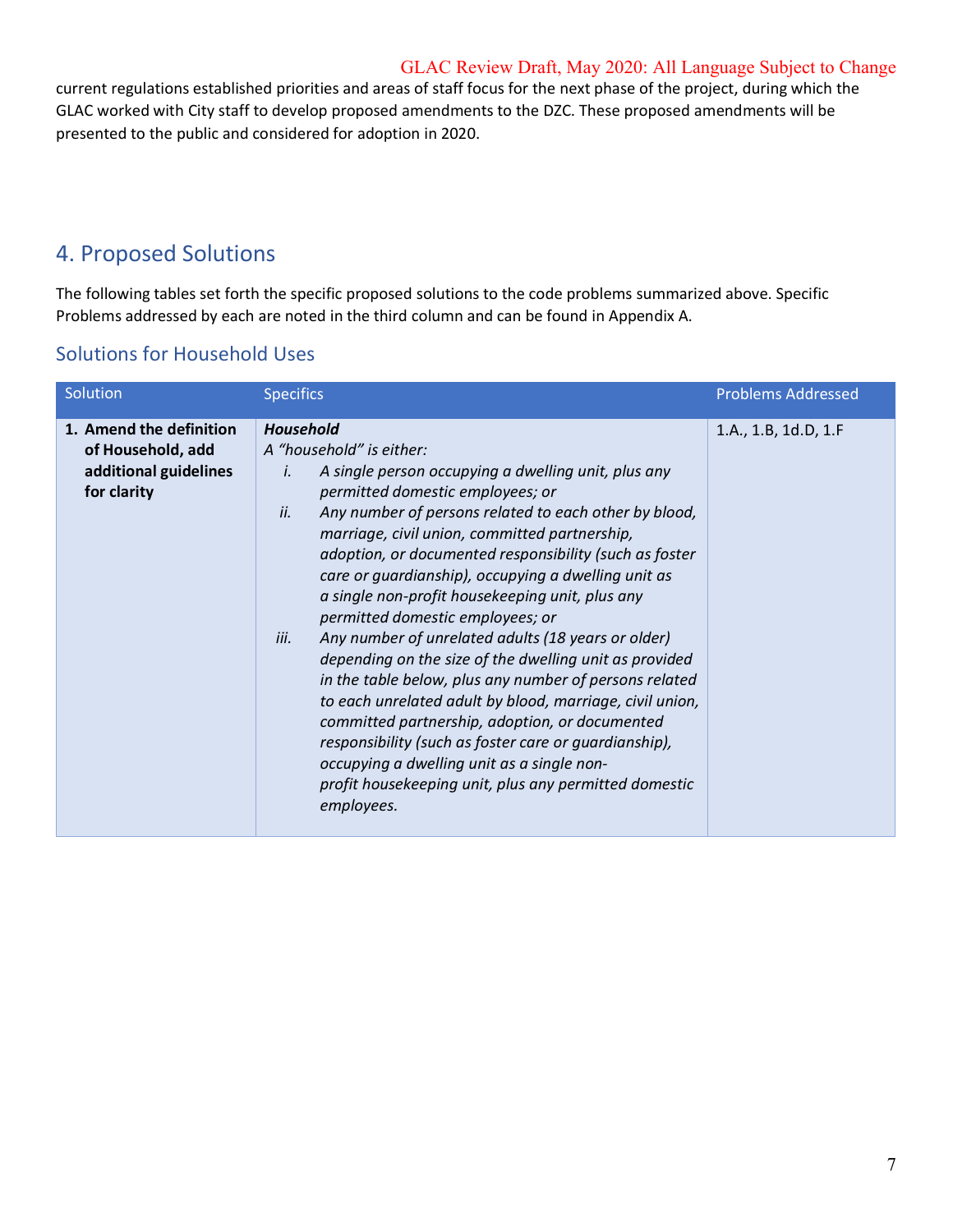current regulations established priorities and areas of staff focus for the next phase of the project, during which the GLAC worked with City staff to develop proposed amendments to the DZC. These proposed amendments will be presented to the public and considered for adoption in 2020.

## 4. Proposed Solutions

The following tables set forth the specific proposed solutions to the code problems summarized above. Specific Problems addressed by each are noted in the third column and can be found in Appendix A.

### Solutions for Household Uses

| Solution | Specifics | Problems Addressed |
|---|---|---|
| **1. Amend the definition of Household, add additional guidelines for clarity** | ***Household*** <br> *A "household" is either:* <br> *i. A single person occupying a dwelling unit, plus any permitted domestic employees; or* <br> *ii. Any number of persons related to each other by blood, marriage, civil union, committed partnership, adoption, or documented responsibility (such as foster care or guardianship), occupying a dwelling unit as a single non-profit housekeeping unit, plus any permitted domestic employees; or* <br> *iii. Any number of unrelated adults (18 years or older) depending on the size of the dwelling unit as provided in the table below, plus any number of persons related to each unrelated adult by blood, marriage, civil union, committed partnership, adoption, or documented responsibility (such as foster care or guardianship), occupying a dwelling unit as a single non-profit housekeeping unit, plus any permitted domestic employees.* | 1.A., 1.B, 1d.D, 1.F |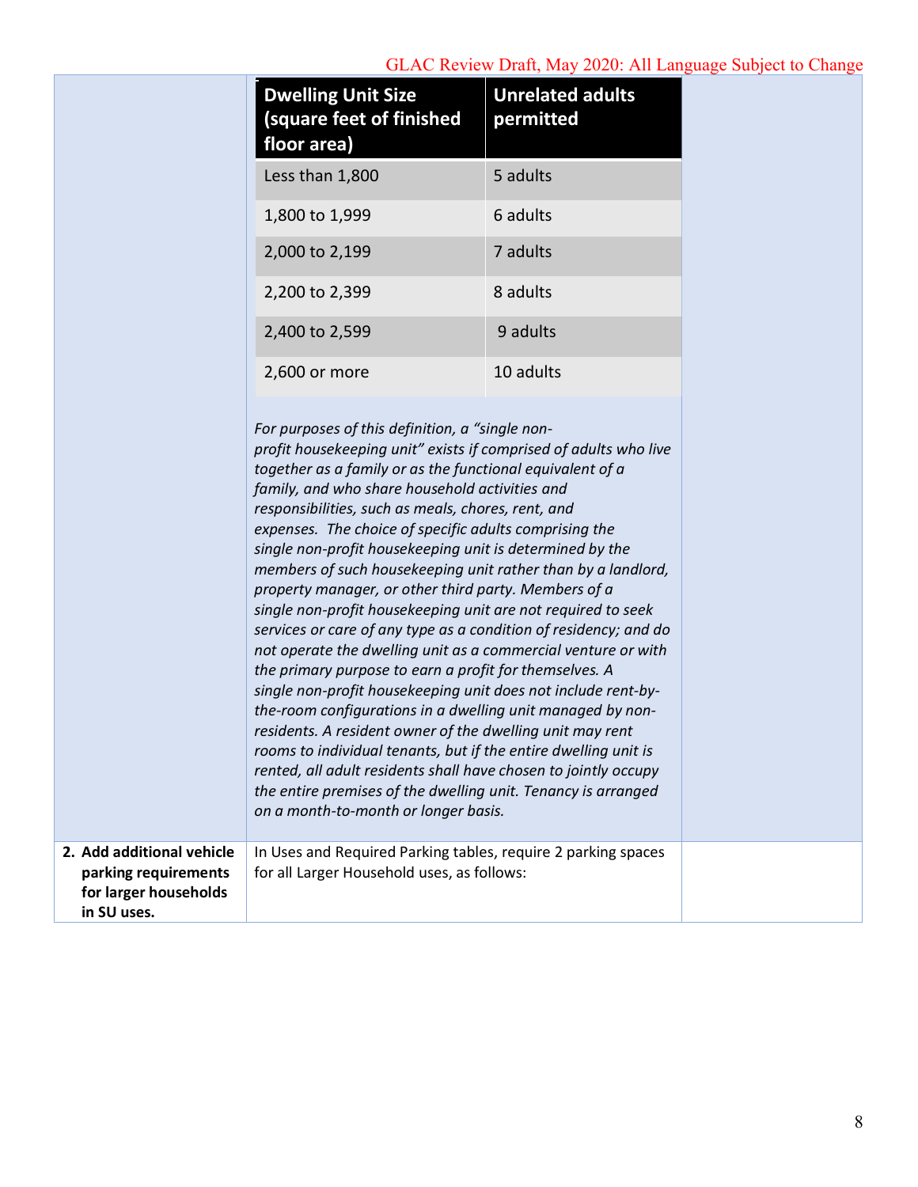| Dwelling Unit Size (square feet of finished floor area) | Unrelated adults permitted |
|---|---|
| Less than 1,800 | 5 adults |
| 1,800 to 1,999 | 6 adults |
| 2,000 to 2,199 | 7 adults |
| 2,200 to 2,399 | 8 adults |
| 2,400 to 2,599 | 9 adults |
| 2,600 or more | 10 adults |

*For purposes of this definition, a "single non-profit housekeeping unit" exists if comprised of adults who live together as a family or as the functional equivalent of a family, and who share household activities and responsibilities, such as meals, chores, rent, and expenses. The choice of specific adults comprising the single non-profit housekeeping unit is determined by the members of such housekeeping unit rather than by a landlord, property manager, or other third party. Members of a single non-profit housekeeping unit are not required to seek services or care of any type as a condition of residency; and do not operate the dwelling unit as a commercial venture or with the primary purpose to earn a profit for themselves. A single non-profit housekeeping unit does not include rent-by-the-room configurations in a dwelling unit managed by non-residents. A resident owner of the dwelling unit may rent rooms to individual tenants, but if the entire dwelling unit is rented, all adult residents shall have chosen to jointly occupy the entire premises of the dwelling unit. Tenancy is arranged on a month-to-month or longer basis.*

| | | |
|---|---|---|
| **2. Add additional vehicle parking requirements for larger households in SU uses.** | In Uses and Required Parking tables, require 2 parking spaces for all Larger Household uses, as follows: | |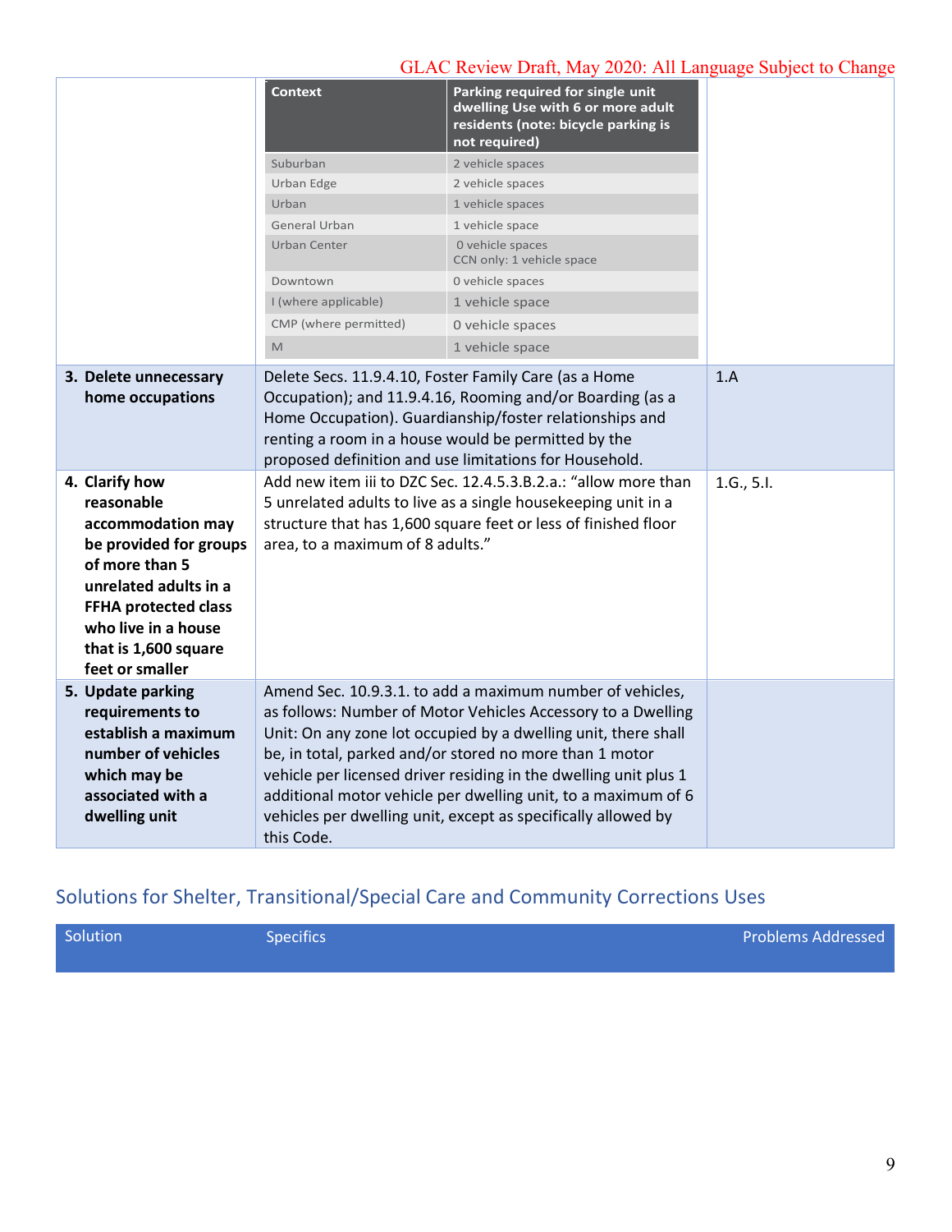| Context | Parking required for single unit dwelling Use with 6 or more adult residents (note: bicycle parking is not required) |
|---|---|
| Suburban | 2 vehicle spaces |
| Urban Edge | 2 vehicle spaces |
| Urban | 1 vehicle spaces |
| General Urban | 1 vehicle space |
| Urban Center | 0 vehicle spaces<br>CCN only: 1 vehicle space |
| Downtown | 0 vehicle spaces |
| I (where applicable) | 1 vehicle space |
| CMP (where permitted) | 0 vehicle spaces |
| M | 1 vehicle space |

| Solution | Specifics | Problems Addressed |
|---|---|---|
| **3. Delete unnecessary home occupations** | Delete Secs. 11.9.4.10, Foster Family Care (as a Home Occupation); and 11.9.4.16, Rooming and/or Boarding (as a Home Occupation). Guardianship/foster relationships and renting a room in a house would be permitted by the proposed definition and use limitations for Household. | 1.A |
| **4. Clarify how reasonable accommodation may be provided for groups of more than 5 unrelated adults in a FFHA protected class who live in a house that is 1,600 square feet or smaller** | Add new item iii to DZC Sec. 12.4.5.3.B.2.a.: "allow more than 5 unrelated adults to live as a single housekeeping unit in a structure that has 1,600 square feet or less of finished floor area, to a maximum of 8 adults." | 1.G., 5.I. |
| **5. Update parking requirements to establish a maximum number of vehicles which may be associated with a dwelling unit** | Amend Sec. 10.9.3.1. to add a maximum number of vehicles, as follows: Number of Motor Vehicles Accessory to a Dwelling Unit: On any zone lot occupied by a dwelling unit, there shall be, in total, parked and/or stored no more than 1 motor vehicle per licensed driver residing in the dwelling unit plus 1 additional motor vehicle per dwelling unit, to a maximum of 6 vehicles per dwelling unit, except as specifically allowed by this Code. | |

## Solutions for Shelter, Transitional/Special Care and Community Corrections Uses

| Solution | Specifics | Problems Addressed |
|---|---|---|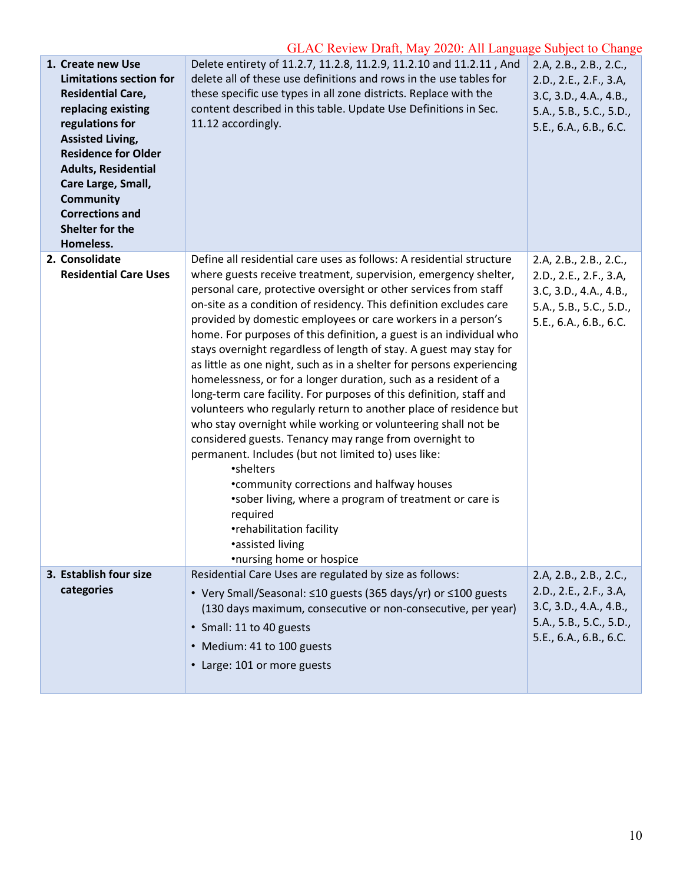GLAC Review Draft, May 2020: All Language Subject to Change

| | | |
|---|---|---|
| **1. Create new Use Limitations section for Residential Care, replacing existing regulations for Assisted Living, Residence for Older Adults, Residential Care Large, Small, Community Corrections and Shelter for the Homeless.** | Delete entirety of 11.2.7, 11.2.8, 11.2.9, 11.2.10 and 11.2.11 , And delete all of these use definitions and rows in the use tables for these specific use types in all zone districts. Replace with the content described in this table. Update Use Definitions in Sec. 11.12 accordingly. | 2.A, 2.B., 2.B., 2.C., 2.D., 2.E., 2.F., 3.A, 3.C, 3.D., 4.A., 4.B., 5.A., 5.B., 5.C., 5.D., 5.E., 6.A., 6.B., 6.C. |
| **2. Consolidate Residential Care Uses** | Define all residential care uses as follows: A residential structure where guests receive treatment, supervision, emergency shelter, personal care, protective oversight or other services from staff on-site as a condition of residency. This definition excludes care provided by domestic employees or care workers in a person's home. For purposes of this definition, a guest is an individual who stays overnight regardless of length of stay. A guest may stay for as little as one night, such as in a shelter for persons experiencing homelessness, or for a longer duration, such as a resident of a long-term care facility. For purposes of this definition, staff and volunteers who regularly return to another place of residence but who stay overnight while working or volunteering shall not be considered guests. Tenancy may range from overnight to permanent. Includes (but not limited to) uses like:<br>•shelters<br>•community corrections and halfway houses<br>•sober living, where a program of treatment or care is required<br>•rehabilitation facility<br>•assisted living<br>•nursing home or hospice | 2.A, 2.B., 2.B., 2.C., 2.D., 2.E., 2.F., 3.A, 3.C, 3.D., 4.A., 4.B., 5.A., 5.B., 5.C., 5.D., 5.E., 6.A., 6.B., 6.C. |
| **3. Establish four size categories** | Residential Care Uses are regulated by size as follows:<br>• Very Small/Seasonal: ≤10 guests (365 days/yr) or ≤100 guests (130 days maximum, consecutive or non-consecutive, per year)<br>• Small: 11 to 40 guests<br>• Medium: 41 to 100 guests<br>• Large: 101 or more guests | 2.A, 2.B., 2.B., 2.C., 2.D., 2.E., 2.F., 3.A, 3.C, 3.D., 4.A., 4.B., 5.A., 5.B., 5.C., 5.D., 5.E., 6.A., 6.B., 6.C. |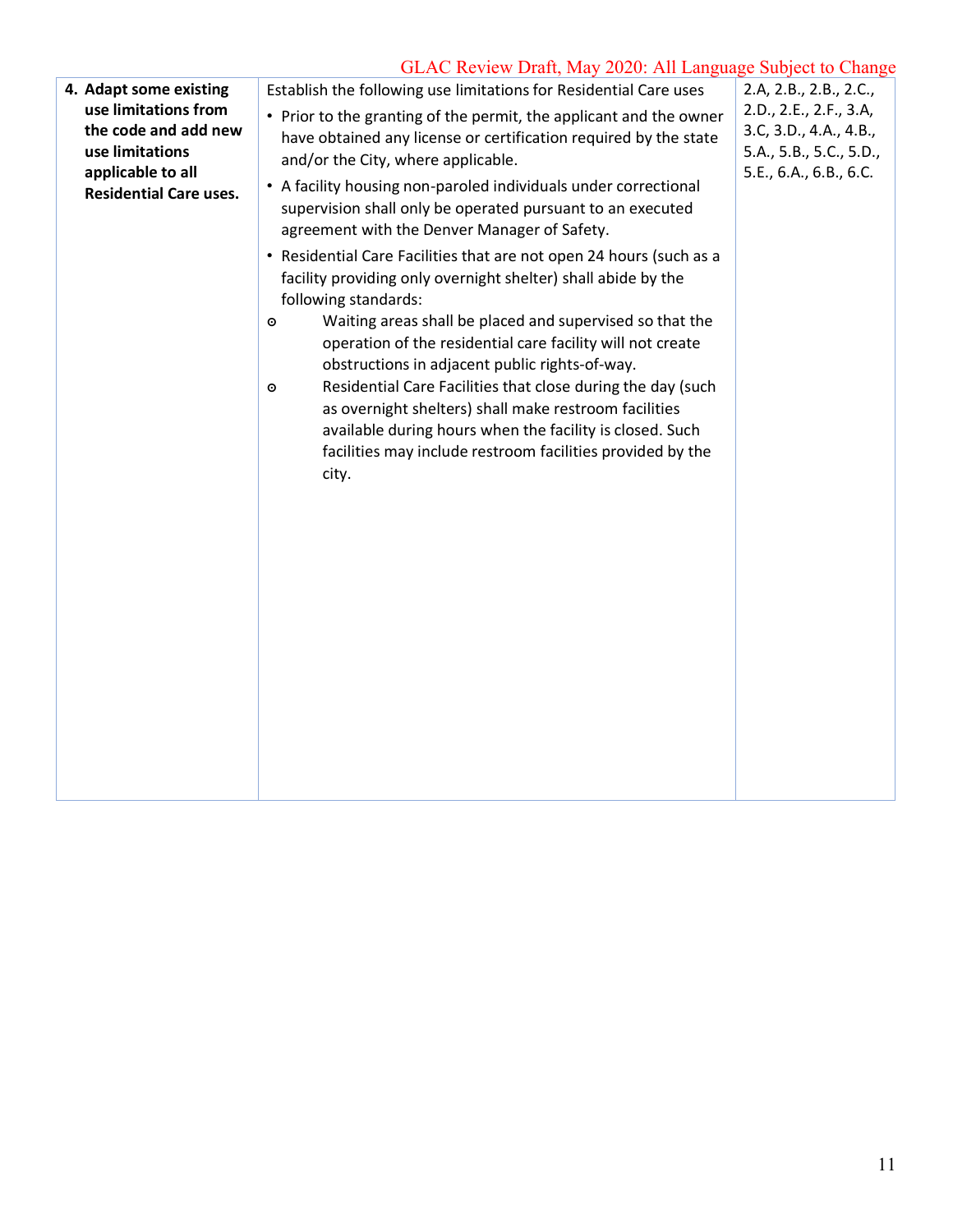| 4. **Adapt some existing use limitations from the code and add new use limitations applicable to all Residential Care uses.** | Establish the following use limitations for Residential Care uses<br>• Prior to the granting of the permit, the applicant and the owner have obtained any license or certification required by the state and/or the City, where applicable.<br>• A facility housing non-paroled individuals under correctional supervision shall only be operated pursuant to an executed agreement with the Denver Manager of Safety.<br>• Residential Care Facilities that are not open 24 hours (such as a facility providing only overnight shelter) shall abide by the following standards:<br>⊙ Waiting areas shall be placed and supervised so that the operation of the residential care facility will not create obstructions in adjacent public rights-of-way.<br>⊙ Residential Care Facilities that close during the day (such as overnight shelters) shall make restroom facilities available during hours when the facility is closed. Such facilities may include restroom facilities provided by the city. | 2.A, 2.B., 2.B., 2.C., 2.D., 2.E., 2.F., 3.A, 3.C, 3.D., 4.A., 4.B., 5.A., 5.B., 5.C., 5.D., 5.E., 6.A., 6.B., 6.C. |
|---|---|---|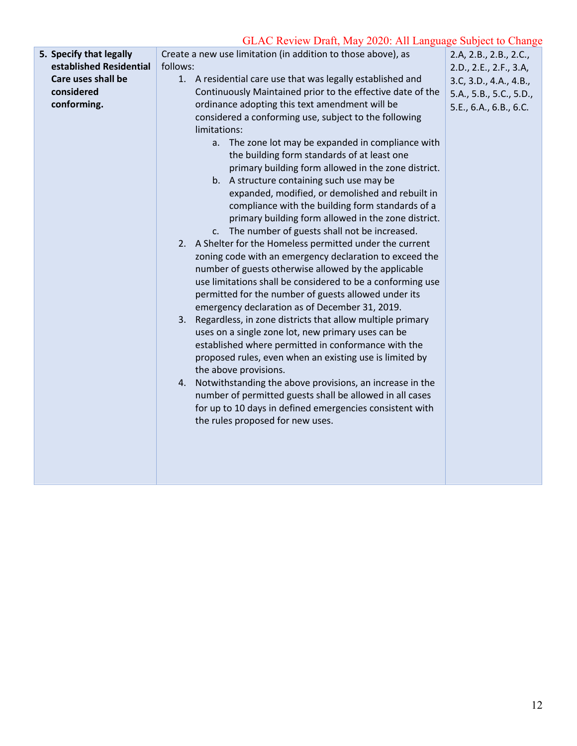GLAC Review Draft, May 2020: All Language Subject to Change

| | | |
|---|---|---|
| **5. Specify that legally established Residential Care uses shall be considered conforming.** | Create a new use limitation (in addition to those above), as follows:<br>1. A residential care use that was legally established and Continuously Maintained prior to the effective date of the ordinance adopting this text amendment will be considered a conforming use, subject to the following limitations:<br>&nbsp;&nbsp;&nbsp;&nbsp;a. The zone lot may be expanded in compliance with the building form standards of at least one primary building form allowed in the zone district.<br>&nbsp;&nbsp;&nbsp;&nbsp;b. A structure containing such use may be expanded, modified, or demolished and rebuilt in compliance with the building form standards of a primary building form allowed in the zone district.<br>&nbsp;&nbsp;&nbsp;&nbsp;c. The number of guests shall not be increased.<br>2. A Shelter for the Homeless permitted under the current zoning code with an emergency declaration to exceed the number of guests otherwise allowed by the applicable use limitations shall be considered to be a conforming use permitted for the number of guests allowed under its emergency declaration as of December 31, 2019.<br>3. Regardless, in zone districts that allow multiple primary uses on a single zone lot, new primary uses can be established where permitted in conformance with the proposed rules, even when an existing use is limited by the above provisions.<br>4. Notwithstanding the above provisions, an increase in the number of permitted guests shall be allowed in all cases for up to 10 days in defined emergencies consistent with the rules proposed for new uses. | 2.A, 2.B., 2.B., 2.C., 2.D., 2.E., 2.F., 3.A, 3.C, 3.D., 4.A., 4.B., 5.A., 5.B., 5.C., 5.D., 5.E., 6.A., 6.B., 6.C. |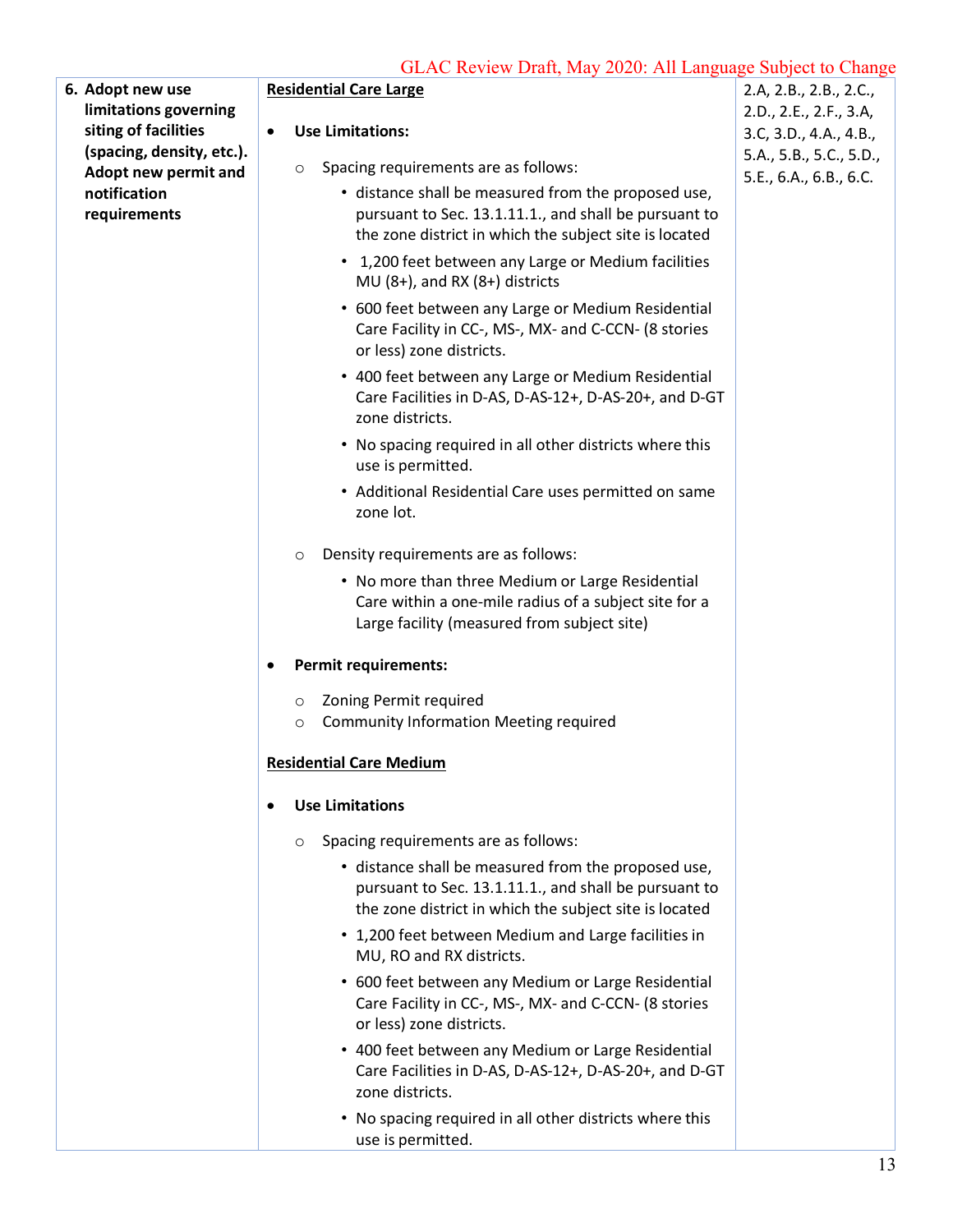GLAC Review Draft, May 2020: All Language Subject to Change

| | | |
|---|---|---|
| **6. Adopt new use limitations governing siting of facilities (spacing, density, etc.). Adopt new permit and notification requirements** | **<u>Residential Care Large</u>**<br><br>• **Use Limitations:**<br>&nbsp;&nbsp;○ Spacing requirements are as follows:<br>&nbsp;&nbsp;&nbsp;&nbsp;• distance shall be measured from the proposed use, pursuant to Sec. 13.1.11.1., and shall be pursuant to the zone district in which the subject site is located<br>&nbsp;&nbsp;&nbsp;&nbsp;• 1,200 feet between any Large or Medium facilities MU (8+), and RX (8+) districts<br>&nbsp;&nbsp;&nbsp;&nbsp;• 600 feet between any Large or Medium Residential Care Facility in CC-, MS-, MX- and C-CCN- (8 stories or less) zone districts.<br>&nbsp;&nbsp;&nbsp;&nbsp;• 400 feet between any Large or Medium Residential Care Facilities in D-AS, D-AS-12+, D-AS-20+, and D-GT zone districts.<br>&nbsp;&nbsp;&nbsp;&nbsp;• No spacing required in all other districts where this use is permitted.<br>&nbsp;&nbsp;&nbsp;&nbsp;• Additional Residential Care uses permitted on same zone lot.<br>&nbsp;&nbsp;○ Density requirements are as follows:<br>&nbsp;&nbsp;&nbsp;&nbsp;• No more than three Medium or Large Residential Care within a one-mile radius of a subject site for a Large facility (measured from subject site)<br><br>• **Permit requirements:**<br>&nbsp;&nbsp;○ Zoning Permit required<br>&nbsp;&nbsp;○ Community Information Meeting required<br><br>**<u>Residential Care Medium</u>**<br><br>• **Use Limitations**<br>&nbsp;&nbsp;○ Spacing requirements are as follows:<br>&nbsp;&nbsp;&nbsp;&nbsp;• distance shall be measured from the proposed use, pursuant to Sec. 13.1.11.1., and shall be pursuant to the zone district in which the subject site is located<br>&nbsp;&nbsp;&nbsp;&nbsp;• 1,200 feet between Medium and Large facilities in MU, RO and RX districts.<br>&nbsp;&nbsp;&nbsp;&nbsp;• 600 feet between any Medium or Large Residential Care Facility in CC-, MS-, MX- and C-CCN- (8 stories or less) zone districts.<br>&nbsp;&nbsp;&nbsp;&nbsp;• 400 feet between any Medium or Large Residential Care Facilities in D-AS, D-AS-12+, D-AS-20+, and D-GT zone districts.<br>&nbsp;&nbsp;&nbsp;&nbsp;• No spacing required in all other districts where this use is permitted. | 2.A, 2.B., 2.B., 2.C., 2.D., 2.E., 2.F., 3.A, 3.C, 3.D., 4.A., 4.B., 5.A., 5.B., 5.C., 5.D., 5.E., 6.A., 6.B., 6.C. |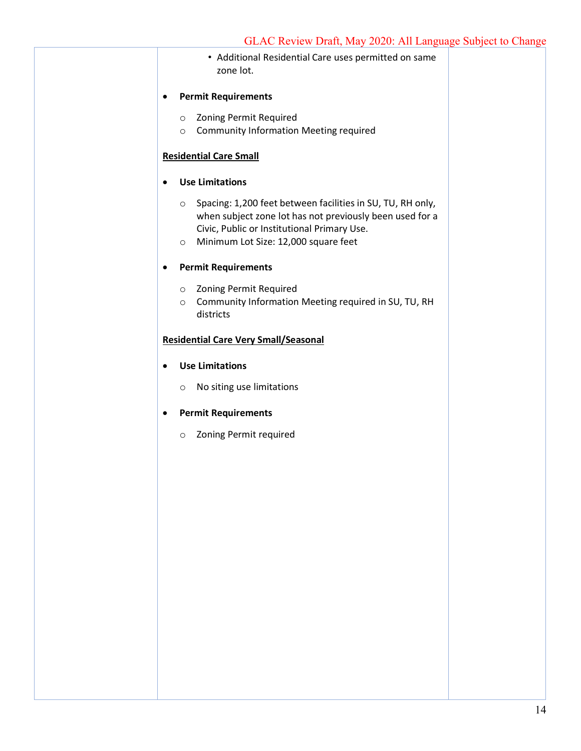- Additional Residential Care uses permitted on same zone lot.

- **Permit Requirements**
  - Zoning Permit Required
  - Community Information Meeting required

<u>**Residential Care Small**</u>

- **Use Limitations**
  - Spacing: 1,200 feet between facilities in SU, TU, RH only, when subject zone lot has not previously been used for a Civic, Public or Institutional Primary Use.
  - Minimum Lot Size: 12,000 square feet

- **Permit Requirements**
  - Zoning Permit Required
  - Community Information Meeting required in SU, TU, RH districts

<u>**Residential Care Very Small/Seasonal**</u>

- **Use Limitations**
  - No siting use limitations

- **Permit Requirements**
  - Zoning Permit required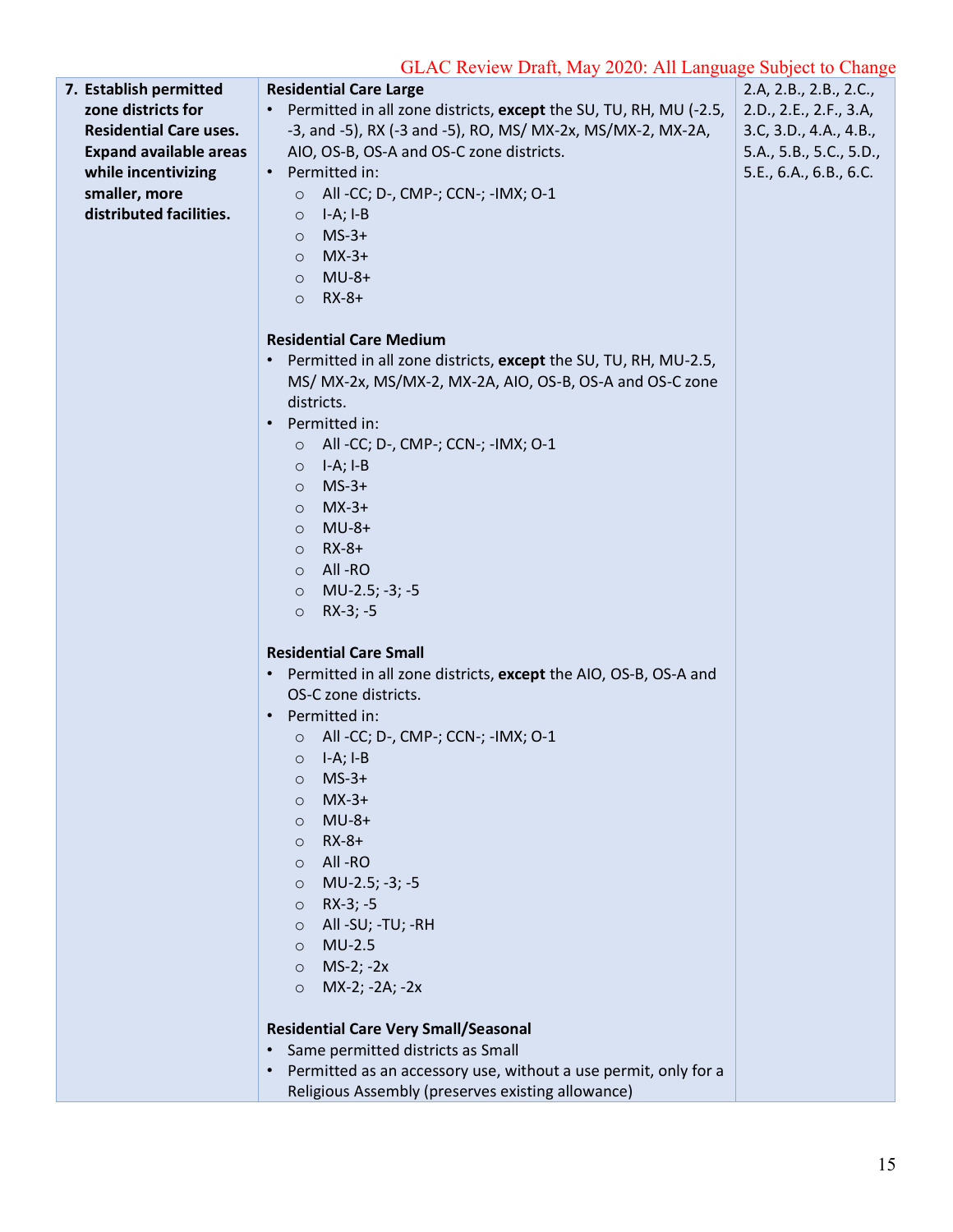GLAC Review Draft, May 2020: All Language Subject to Change

| | | |
|---|---|---|
| **7. Establish permitted zone districts for Residential Care uses. Expand available areas while incentivizing smaller, more distributed facilities.** | **Residential Care Large**<br>• Permitted in all zone districts, **except** the SU, TU, RH, MU (-2.5, -3, and -5), RX (-3 and -5), RO, MS/ MX-2x, MS/MX-2, MX-2A, AIO, OS-B, OS-A and OS-C zone districts.<br>• Permitted in:<br>  ○ All -CC; D-, CMP-; CCN-; -IMX; O-1<br>  ○ I-A; I-B<br>  ○ MS-3+<br>  ○ MX-3+<br>  ○ MU-8+<br>  ○ RX-8+<br><br>**Residential Care Medium**<br>• Permitted in all zone districts, **except** the SU, TU, RH, MU-2.5, MS/ MX-2x, MS/MX-2, MX-2A, AIO, OS-B, OS-A and OS-C zone districts.<br>• Permitted in:<br>  ○ All -CC; D-, CMP-; CCN-; -IMX; O-1<br>  ○ I-A; I-B<br>  ○ MS-3+<br>  ○ MX-3+<br>  ○ MU-8+<br>  ○ RX-8+<br>  ○ All -RO<br>  ○ MU-2.5; -3; -5<br>  ○ RX-3; -5<br><br>**Residential Care Small**<br>• Permitted in all zone districts, **except** the AIO, OS-B, OS-A and OS-C zone districts.<br>• Permitted in:<br>  ○ All -CC; D-, CMP-; CCN-; -IMX; O-1<br>  ○ I-A; I-B<br>  ○ MS-3+<br>  ○ MX-3+<br>  ○ MU-8+<br>  ○ RX-8+<br>  ○ All -RO<br>  ○ MU-2.5; -3; -5<br>  ○ RX-3; -5<br>  ○ All -SU; -TU; -RH<br>  ○ MU-2.5<br>  ○ MS-2; -2x<br>  ○ MX-2; -2A; -2x<br><br>**Residential Care Very Small/Seasonal**<br>• Same permitted districts as Small<br>• Permitted as an accessory use, without a use permit, only for a Religious Assembly (preserves existing allowance) | 2.A, 2.B., 2.B., 2.C., 2.D., 2.E., 2.F., 3.A, 3.C, 3.D., 4.A., 4.B., 5.A., 5.B., 5.C., 5.D., 5.E., 6.A., 6.B., 6.C. |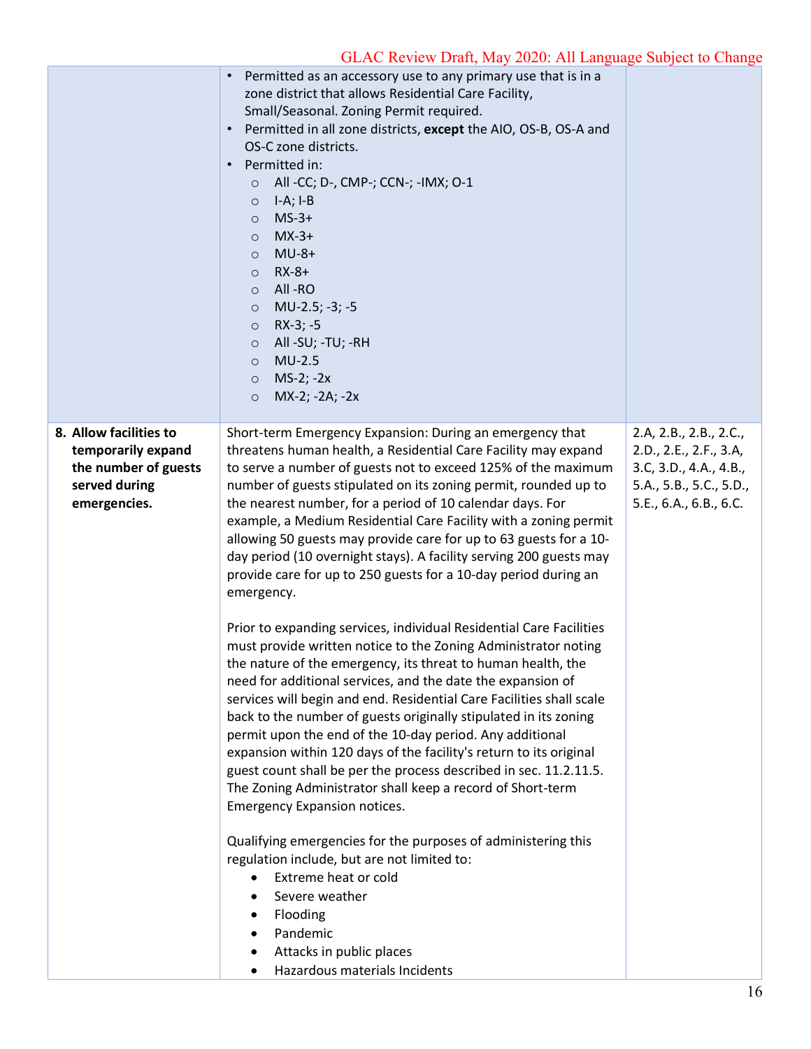| | | |
|---|---|---|
| | • Permitted as an accessory use to any primary use that is in a zone district that allows Residential Care Facility, Small/Seasonal. Zoning Permit required.<br>• Permitted in all zone districts, **except** the AIO, OS-B, OS-A and OS-C zone districts.<br>• Permitted in:<br>  ○ All -CC; D-, CMP-; CCN-; -IMX; O-1<br>  ○ I-A; I-B<br>  ○ MS-3+<br>  ○ MX-3+<br>  ○ MU-8+<br>  ○ RX-8+<br>  ○ All -RO<br>  ○ MU-2.5; -3; -5<br>  ○ RX-3; -5<br>  ○ All -SU; -TU; -RH<br>  ○ MU-2.5<br>  ○ MS-2; -2x<br>  ○ MX-2; -2A; -2x | |
| **8. Allow facilities to temporarily expand the number of guests served during emergencies.** | Short-term Emergency Expansion: During an emergency that threatens human health, a Residential Care Facility may expand to serve a number of guests not to exceed 125% of the maximum number of guests stipulated on its zoning permit, rounded up to the nearest number, for a period of 10 calendar days. For example, a Medium Residential Care Facility with a zoning permit allowing 50 guests may provide care for up to 63 guests for a 10-day period (10 overnight stays). A facility serving 200 guests may provide care for up to 250 guests for a 10-day period during an emergency.<br><br>Prior to expanding services, individual Residential Care Facilities must provide written notice to the Zoning Administrator noting the nature of the emergency, its threat to human health, the need for additional services, and the date the expansion of services will begin and end. Residential Care Facilities shall scale back to the number of guests originally stipulated in its zoning permit upon the end of the 10-day period. Any additional expansion within 120 days of the facility's return to its original guest count shall be per the process described in sec. 11.2.11.5. The Zoning Administrator shall keep a record of Short-term Emergency Expansion notices.<br><br>Qualifying emergencies for the purposes of administering this regulation include, but are not limited to:<br>• Extreme heat or cold<br>• Severe weather<br>• Flooding<br>• Pandemic<br>• Attacks in public places<br>• Hazardous materials Incidents | 2.A, 2.B., 2.B., 2.C., 2.D., 2.E., 2.F., 3.A, 3.C, 3.D., 4.A., 4.B., 5.A., 5.B., 5.C., 5.D., 5.E., 6.A., 6.B., 6.C. |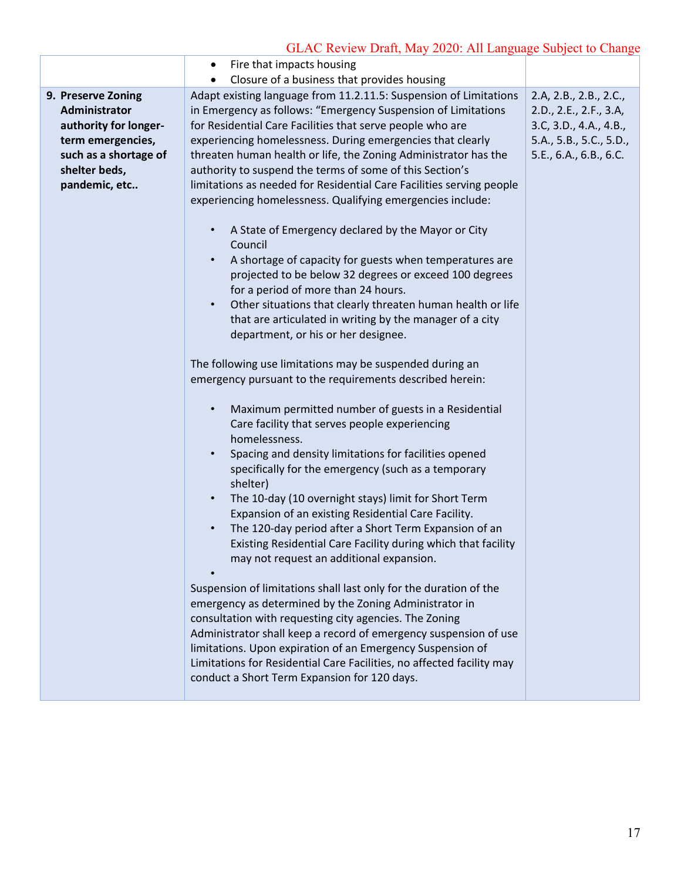| | | |
|---|---|---|
| | • Fire that impacts housing<br>• Closure of a business that provides housing | |
| **9. Preserve Zoning Administrator authority for longer-term emergencies, such as a shortage of shelter beds, pandemic, etc..** | Adapt existing language from 11.2.11.5: Suspension of Limitations in Emergency as follows: "Emergency Suspension of Limitations for Residential Care Facilities that serve people who are experiencing homelessness. During emergencies that clearly threaten human health or life, the Zoning Administrator has the authority to suspend the terms of some of this Section's limitations as needed for Residential Care Facilities serving people experiencing homelessness. Qualifying emergencies include:<br><br>• A State of Emergency declared by the Mayor or City Council<br>• A shortage of capacity for guests when temperatures are projected to be below 32 degrees or exceed 100 degrees for a period of more than 24 hours.<br>• Other situations that clearly threaten human health or life that are articulated in writing by the manager of a city department, or his or her designee.<br><br>The following use limitations may be suspended during an emergency pursuant to the requirements described herein:<br><br>• Maximum permitted number of guests in a Residential Care facility that serves people experiencing homelessness.<br>• Spacing and density limitations for facilities opened specifically for the emergency (such as a temporary shelter)<br>• The 10-day (10 overnight stays) limit for Short Term Expansion of an existing Residential Care Facility.<br>• The 120-day period after a Short Term Expansion of an Existing Residential Care Facility during which that facility may not request an additional expansion.<br>•<br><br>Suspension of limitations shall last only for the duration of the emergency as determined by the Zoning Administrator in consultation with requesting city agencies. The Zoning Administrator shall keep a record of emergency suspension of use limitations. Upon expiration of an Emergency Suspension of Limitations for Residential Care Facilities, no affected facility may conduct a Short Term Expansion for 120 days. | 2.A, 2.B., 2.B., 2.C., 2.D., 2.E., 2.F., 3.A, 3.C, 3.D., 4.A., 4.B., 5.A., 5.B., 5.C., 5.D., 5.E., 6.A., 6.B., 6.C. |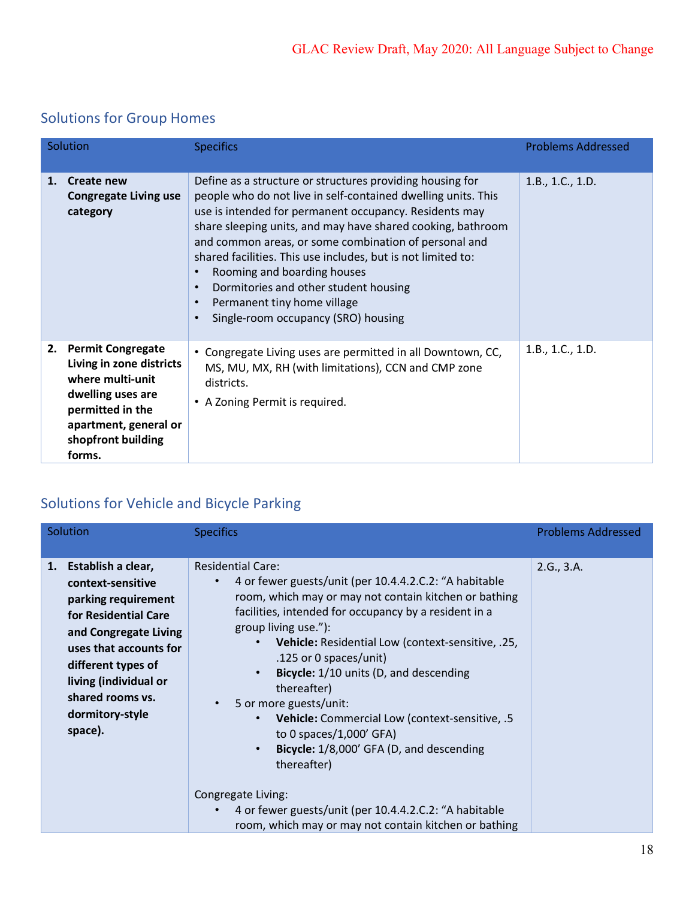## Solutions for Group Homes

| Solution | Specifics | Problems Addressed |
| --- | --- | --- |
| **1. Create new Congregate Living use category** | Define as a structure or structures providing housing for people who do not live in self-contained dwelling units. This use is intended for permanent occupancy. Residents may share sleeping units, and may have shared cooking, bathroom and common areas, or some combination of personal and shared facilities. This use includes, but is not limited to:<br>• Rooming and boarding houses<br>• Dormitories and other student housing<br>• Permanent tiny home village<br>• Single-room occupancy (SRO) housing | 1.B., 1.C., 1.D. |
| **2. Permit Congregate Living in zone districts where multi-unit dwelling uses are permitted in the apartment, general or shopfront building forms.** | • Congregate Living uses are permitted in all Downtown, CC, MS, MU, MX, RH (with limitations), CCN and CMP zone districts.<br>• A Zoning Permit is required. | 1.B., 1.C., 1.D. |

## Solutions for Vehicle and Bicycle Parking

| Solution | Specifics | Problems Addressed |
| --- | --- | --- |
| **1. Establish a clear, context-sensitive parking requirement for Residential Care and Congregate Living uses that accounts for different types of living (individual or shared rooms vs. dormitory-style space).** | Residential Care:<br>• 4 or fewer guests/unit (per 10.4.4.2.C.2: "A habitable room, which may or may not contain kitchen or bathing facilities, intended for occupancy by a resident in a group living use."):<br>  ◦ **Vehicle:** Residential Low (context-sensitive, .25, .125 or 0 spaces/unit)<br>  ◦ **Bicycle:** 1/10 units (D, and descending thereafter)<br>• 5 or more guests/unit:<br>  ◦ **Vehicle:** Commercial Low (context-sensitive, .5 to 0 spaces/1,000' GFA)<br>  ◦ **Bicycle:** 1/8,000' GFA (D, and descending thereafter)<br><br>Congregate Living:<br>• 4 or fewer guests/unit (per 10.4.4.2.C.2: "A habitable room, which may or may not contain kitchen or bathing | 2.G., 3.A. |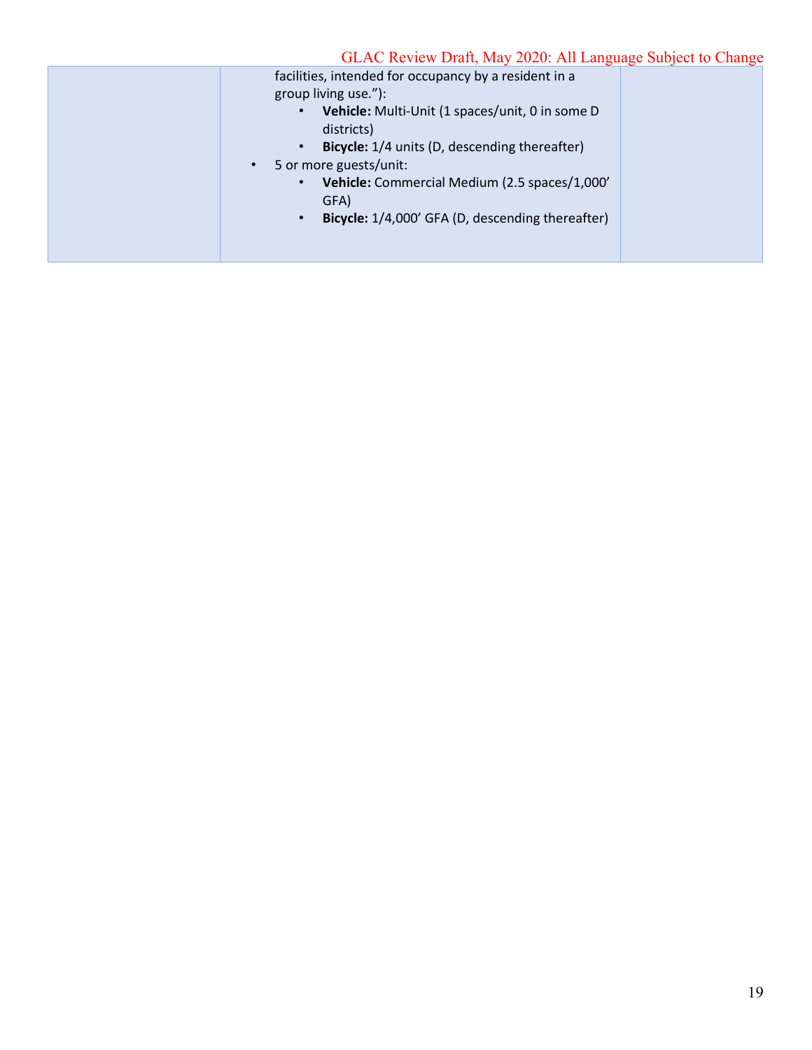| | | |
|---|---|---|
| | facilities, intended for occupancy by a resident in a group living use."):<br>• **Vehicle:** Multi-Unit (1 spaces/unit, 0 in some D districts)<br>• **Bicycle:** 1/4 units (D, descending thereafter)<br>• 5 or more guests/unit:<br>• **Vehicle:** Commercial Medium (2.5 spaces/1,000' GFA)<br>• **Bicycle:** 1/4,000' GFA (D, descending thereafter) | |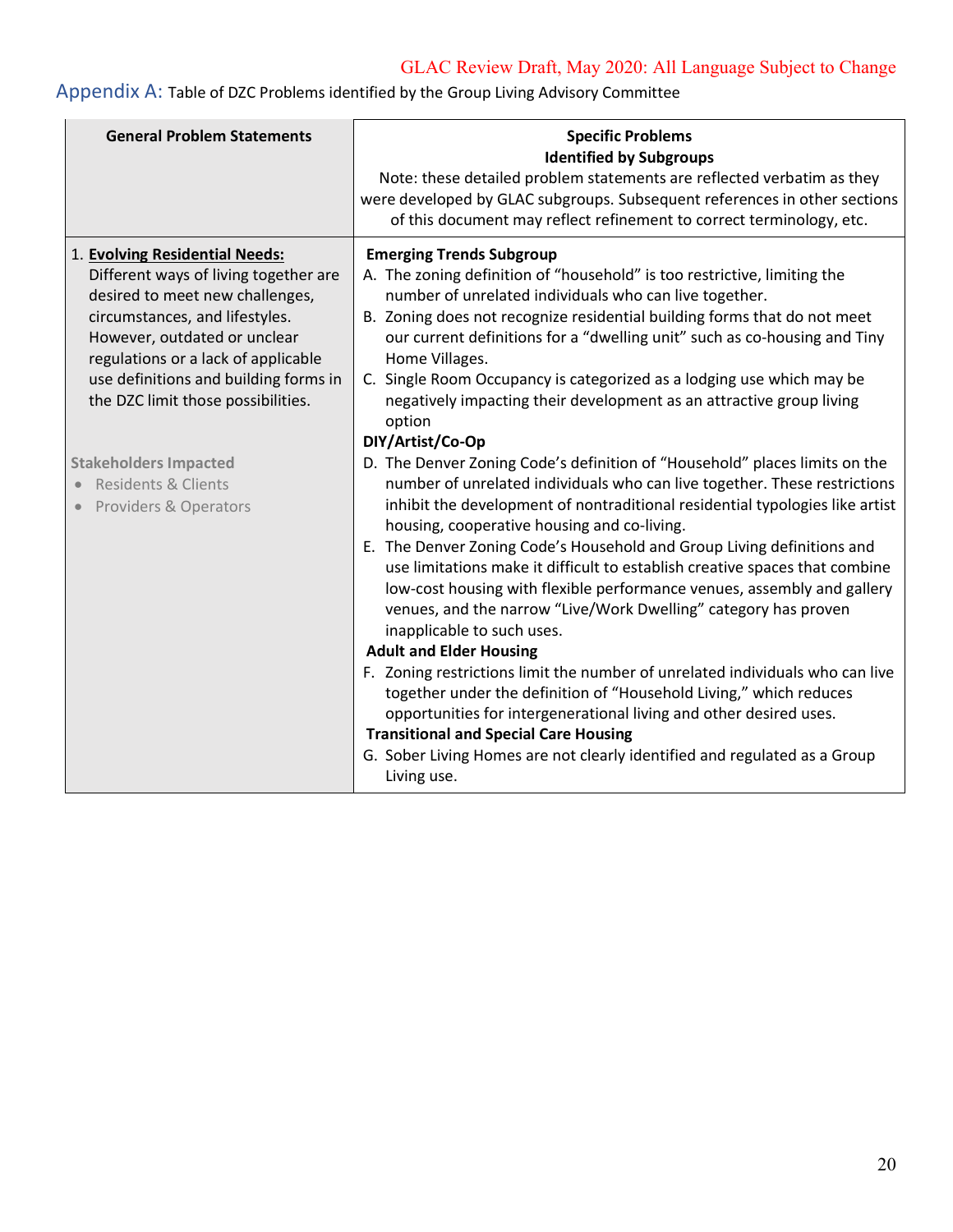GLAC Review Draft, May 2020: All Language Subject to Change

## Appendix A: Table of DZC Problems identified by the Group Living Advisory Committee

| General Problem Statements | Specific Problems Identified by Subgroups<br>Note: these detailed problem statements are reflected verbatim as they were developed by GLAC subgroups. Subsequent references in other sections of this document may reflect refinement to correct terminology, etc. |
|---|---|
| 1. **Evolving Residential Needs:** Different ways of living together are desired to meet new challenges, circumstances, and lifestyles. However, outdated or unclear regulations or a lack of applicable use definitions and building forms in the DZC limit those possibilities.<br><br>Stakeholders Impacted<br>• Residents & Clients<br>• Providers & Operators | **Emerging Trends Subgroup**<br>A. The zoning definition of "household" is too restrictive, limiting the number of unrelated individuals who can live together.<br>B. Zoning does not recognize residential building forms that do not meet our current definitions for a "dwelling unit" such as co-housing and Tiny Home Villages.<br>C. Single Room Occupancy is categorized as a lodging use which may be negatively impacting their development as an attractive group living option<br>**DIY/Artist/Co-Op**<br>D. The Denver Zoning Code's definition of "Household" places limits on the number of unrelated individuals who can live together. These restrictions inhibit the development of nontraditional residential typologies like artist housing, cooperative housing and co-living.<br>E. The Denver Zoning Code's Household and Group Living definitions and use limitations make it difficult to establish creative spaces that combine low-cost housing with flexible performance venues, assembly and gallery venues, and the narrow "Live/Work Dwelling" category has proven inapplicable to such uses.<br>**Adult and Elder Housing**<br>F. Zoning restrictions limit the number of unrelated individuals who can live together under the definition of "Household Living," which reduces opportunities for intergenerational living and other desired uses.<br>**Transitional and Special Care Housing**<br>G. Sober Living Homes are not clearly identified and regulated as a Group Living use. |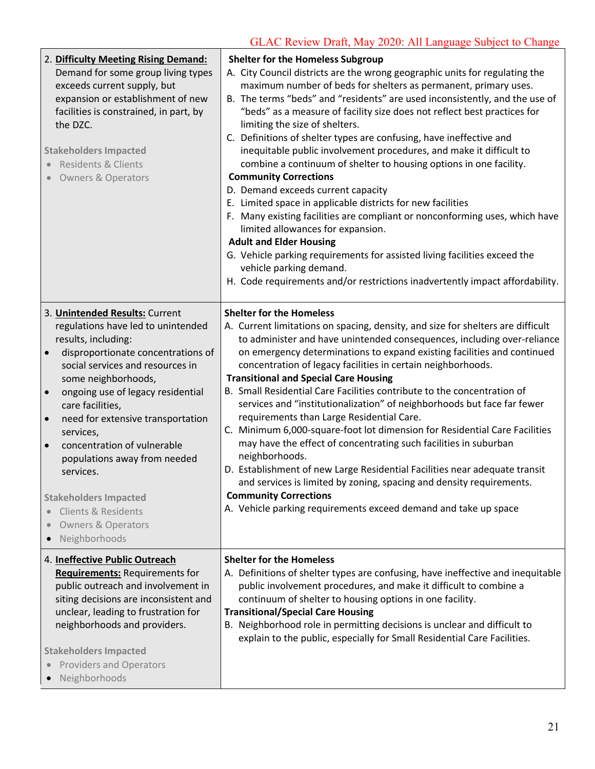GLAC Review Draft, May 2020: All Language Subject to Change

| | |
|---|---|
| 2. **Difficulty Meeting Rising Demand:** Demand for some group living types exceeds current supply, but expansion or establishment of new facilities is constrained, in part, by the DZC.<br><br>Stakeholders Impacted<br>• Residents & Clients<br>• Owners & Operators | **Shelter for the Homeless Subgroup**<br>A. City Council districts are the wrong geographic units for regulating the maximum number of beds for shelters as permanent, primary uses.<br>B. The terms "beds" and "residents" are used inconsistently, and the use of "beds" as a measure of facility size does not reflect best practices for limiting the size of shelters.<br>C. Definitions of shelter types are confusing, have ineffective and inequitable public involvement procedures, and make it difficult to combine a continuum of shelter to housing options in one facility.<br>**Community Corrections**<br>D. Demand exceeds current capacity<br>E. Limited space in applicable districts for new facilities<br>F. Many existing facilities are compliant or nonconforming uses, which have limited allowances for expansion.<br>**Adult and Elder Housing**<br>G. Vehicle parking requirements for assisted living facilities exceed the vehicle parking demand.<br>H. Code requirements and/or restrictions inadvertently impact affordability. |
| 3. **Unintended Results:** Current regulations have led to unintended results, including:<br>• disproportionate concentrations of social services and resources in some neighborhoods,<br>• ongoing use of legacy residential care facilities,<br>• need for extensive transportation services,<br>• concentration of vulnerable populations away from needed services.<br><br>Stakeholders Impacted<br>• Clients & Residents<br>• Owners & Operators<br>• Neighborhoods | **Shelter for the Homeless**<br>A. Current limitations on spacing, density, and size for shelters are difficult to administer and have unintended consequences, including over-reliance on emergency determinations to expand existing facilities and continued concentration of legacy facilities in certain neighborhoods.<br>**Transitional and Special Care Housing**<br>B. Small Residential Care Facilities contribute to the concentration of services and "institutionalization" of neighborhoods but face far fewer requirements than Large Residential Care.<br>C. Minimum 6,000-square-foot lot dimension for Residential Care Facilities may have the effect of concentrating such facilities in suburban neighborhoods.<br>D. Establishment of new Large Residential Facilities near adequate transit and services is limited by zoning, spacing and density requirements.<br>**Community Corrections**<br>A. Vehicle parking requirements exceed demand and take up space |
| 4. **Ineffective Public Outreach Requirements:** Requirements for public outreach and involvement in siting decisions are inconsistent and unclear, leading to frustration for neighborhoods and providers.<br><br>Stakeholders Impacted<br>• Providers and Operators<br>• Neighborhoods | **Shelter for the Homeless**<br>A. Definitions of shelter types are confusing, have ineffective and inequitable public involvement procedures, and make it difficult to combine a continuum of shelter to housing options in one facility.<br>**Transitional/Special Care Housing**<br>B. Neighborhood role in permitting decisions is unclear and difficult to explain to the public, especially for Small Residential Care Facilities. |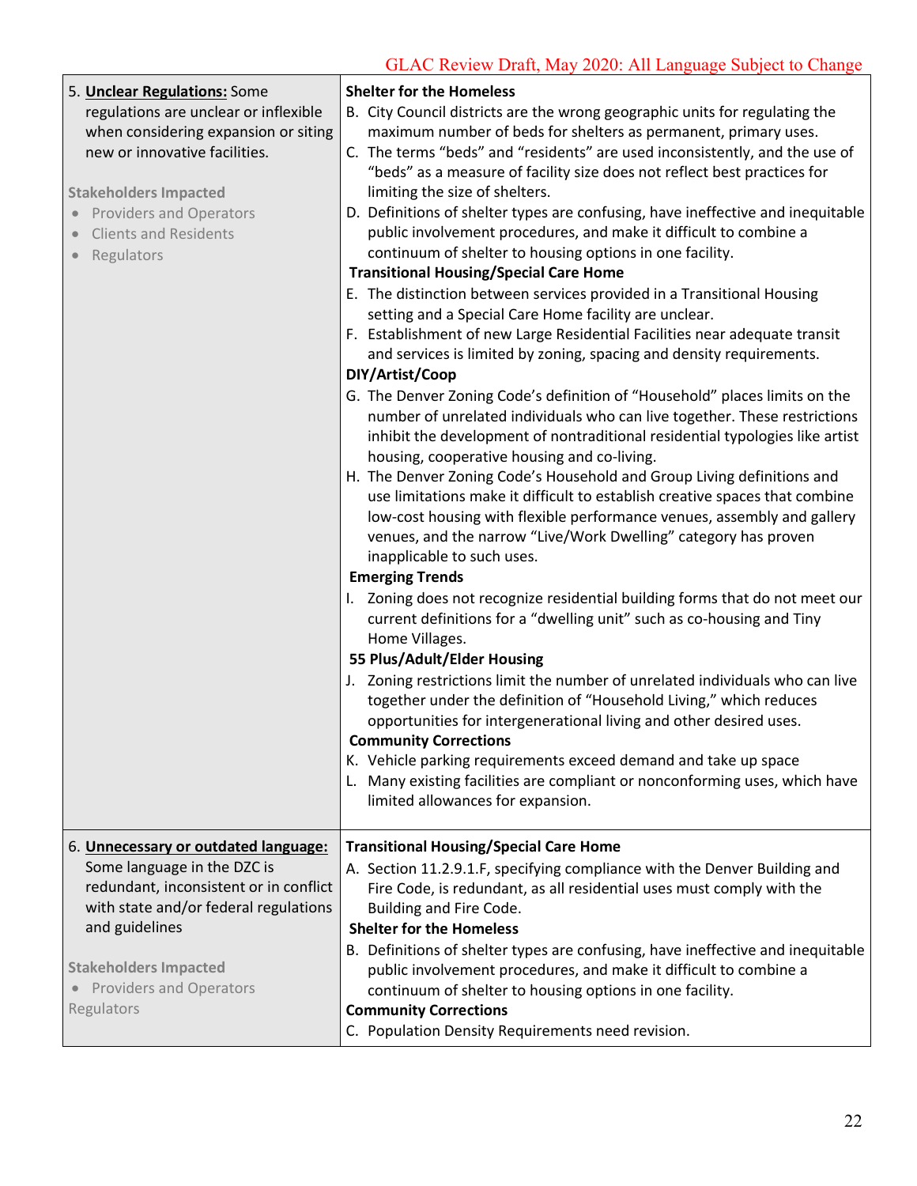GLAC Review Draft, May 2020: All Language Subject to Change

| | |
|---|---|
| 5. **Unclear Regulations:** Some regulations are unclear or inflexible when considering expansion or siting new or innovative facilities.<br><br>**Stakeholders Impacted**<br>• Providers and Operators<br>• Clients and Residents<br>• Regulators | **Shelter for the Homeless**<br>B. City Council districts are the wrong geographic units for regulating the maximum number of beds for shelters as permanent, primary uses.<br>C. The terms "beds" and "residents" are used inconsistently, and the use of "beds" as a measure of facility size does not reflect best practices for limiting the size of shelters.<br>D. Definitions of shelter types are confusing, have ineffective and inequitable public involvement procedures, and make it difficult to combine a continuum of shelter to housing options in one facility.<br>**Transitional Housing/Special Care Home**<br>E. The distinction between services provided in a Transitional Housing setting and a Special Care Home facility are unclear.<br>F. Establishment of new Large Residential Facilities near adequate transit and services is limited by zoning, spacing and density requirements.<br>**DIY/Artist/Coop**<br>G. The Denver Zoning Code's definition of "Household" places limits on the number of unrelated individuals who can live together. These restrictions inhibit the development of nontraditional residential typologies like artist housing, cooperative housing and co-living.<br>H. The Denver Zoning Code's Household and Group Living definitions and use limitations make it difficult to establish creative spaces that combine low-cost housing with flexible performance venues, assembly and gallery venues, and the narrow "Live/Work Dwelling" category has proven inapplicable to such uses.<br>**Emerging Trends**<br>I. Zoning does not recognize residential building forms that do not meet our current definitions for a "dwelling unit" such as co-housing and Tiny Home Villages.<br>**55 Plus/Adult/Elder Housing**<br>J. Zoning restrictions limit the number of unrelated individuals who can live together under the definition of "Household Living," which reduces opportunities for intergenerational living and other desired uses.<br>**Community Corrections**<br>K. Vehicle parking requirements exceed demand and take up space<br>L. Many existing facilities are compliant or nonconforming uses, which have limited allowances for expansion. |
| 6. **Unnecessary or outdated language:** Some language in the DZC is redundant, inconsistent or in conflict with state and/or federal regulations and guidelines<br><br>**Stakeholders Impacted**<br>• Providers and Operators<br>Regulators | **Transitional Housing/Special Care Home**<br>A. Section 11.2.9.1.F, specifying compliance with the Denver Building and Fire Code, is redundant, as all residential uses must comply with the Building and Fire Code.<br>**Shelter for the Homeless**<br>B. Definitions of shelter types are confusing, have ineffective and inequitable public involvement procedures, and make it difficult to combine a continuum of shelter to housing options in one facility.<br>**Community Corrections**<br>C. Population Density Requirements need revision. |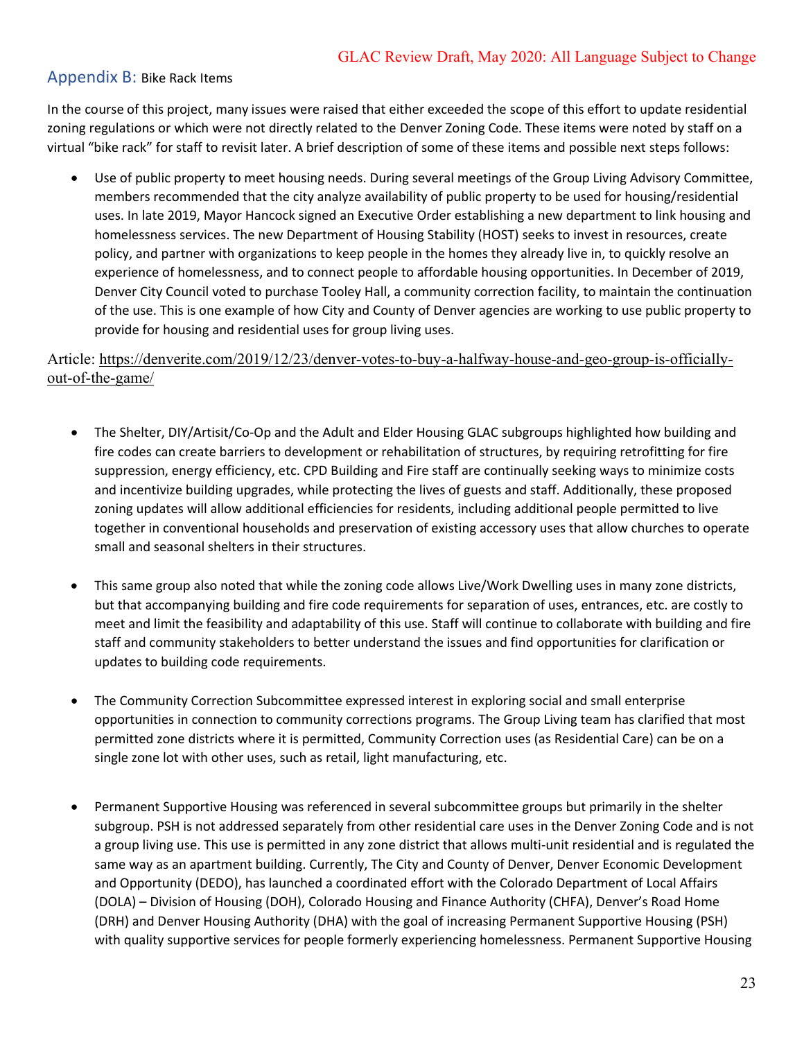## Appendix B: Bike Rack Items

In the course of this project, many issues were raised that either exceeded the scope of this effort to update residential zoning regulations or which were not directly related to the Denver Zoning Code. These items were noted by staff on a virtual "bike rack" for staff to revisit later. A brief description of some of these items and possible next steps follows:

- Use of public property to meet housing needs. During several meetings of the Group Living Advisory Committee, members recommended that the city analyze availability of public property to be used for housing/residential uses. In late 2019, Mayor Hancock signed an Executive Order establishing a new department to link housing and homelessness services. The new Department of Housing Stability (HOST) seeks to invest in resources, create policy, and partner with organizations to keep people in the homes they already live in, to quickly resolve an experience of homelessness, and to connect people to affordable housing opportunities. In December of 2019, Denver City Council voted to purchase Tooley Hall, a community correction facility, to maintain the continuation of the use. This is one example of how City and County of Denver agencies are working to use public property to provide for housing and residential uses for group living uses.

Article: https://denverite.com/2019/12/23/denver-votes-to-buy-a-halfway-house-and-geo-group-is-officially-out-of-the-game/

- The Shelter, DIY/Artisit/Co-Op and the Adult and Elder Housing GLAC subgroups highlighted how building and fire codes can create barriers to development or rehabilitation of structures, by requiring retrofitting for fire suppression, energy efficiency, etc. CPD Building and Fire staff are continually seeking ways to minimize costs and incentivize building upgrades, while protecting the lives of guests and staff. Additionally, these proposed zoning updates will allow additional efficiencies for residents, including additional people permitted to live together in conventional households and preservation of existing accessory uses that allow churches to operate small and seasonal shelters in their structures.

- This same group also noted that while the zoning code allows Live/Work Dwelling uses in many zone districts, but that accompanying building and fire code requirements for separation of uses, entrances, etc. are costly to meet and limit the feasibility and adaptability of this use. Staff will continue to collaborate with building and fire staff and community stakeholders to better understand the issues and find opportunities for clarification or updates to building code requirements.

- The Community Correction Subcommittee expressed interest in exploring social and small enterprise opportunities in connection to community corrections programs. The Group Living team has clarified that most permitted zone districts where it is permitted, Community Correction uses (as Residential Care) can be on a single zone lot with other uses, such as retail, light manufacturing, etc.

- Permanent Supportive Housing was referenced in several subcommittee groups but primarily in the shelter subgroup. PSH is not addressed separately from other residential care uses in the Denver Zoning Code and is not a group living use. This use is permitted in any zone district that allows multi-unit residential and is regulated the same way as an apartment building. Currently, The City and County of Denver, Denver Economic Development and Opportunity (DEDO), has launched a coordinated effort with the Colorado Department of Local Affairs (DOLA) – Division of Housing (DOH), Colorado Housing and Finance Authority (CHFA), Denver's Road Home (DRH) and Denver Housing Authority (DHA) with the goal of increasing Permanent Supportive Housing (PSH) with quality supportive services for people formerly experiencing homelessness. Permanent Supportive Housing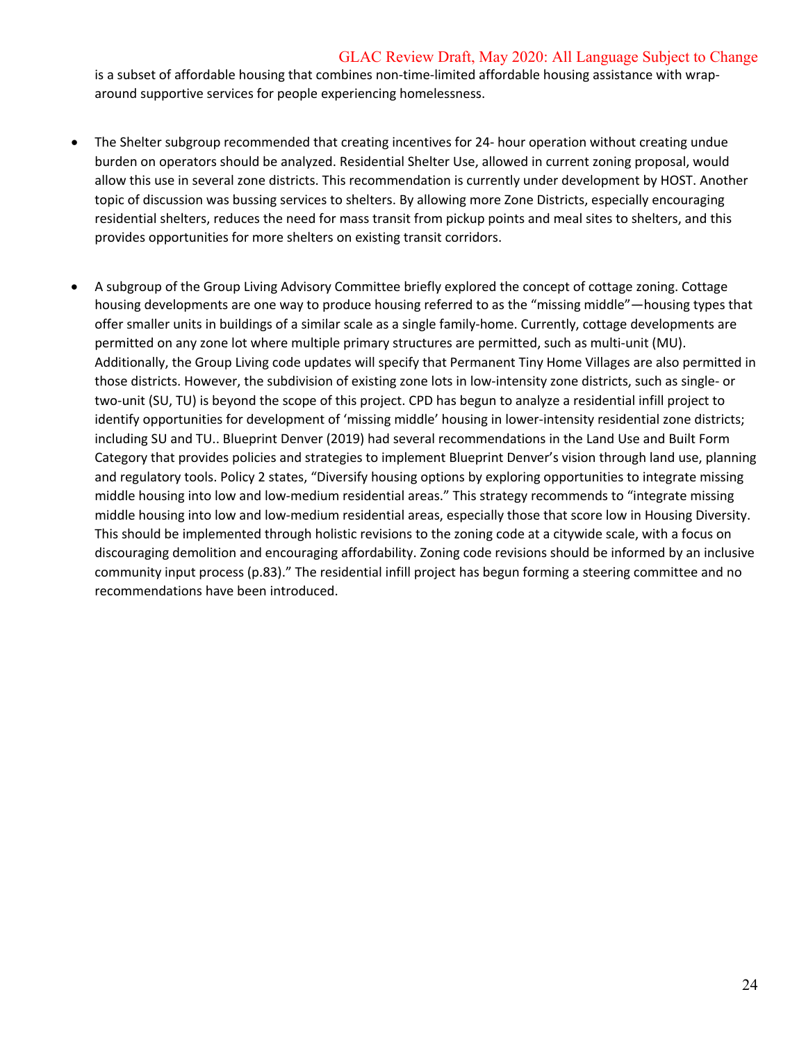is a subset of affordable housing that combines non-time-limited affordable housing assistance with wrap-around supportive services for people experiencing homelessness.

- The Shelter subgroup recommended that creating incentives for 24- hour operation without creating undue burden on operators should be analyzed. Residential Shelter Use, allowed in current zoning proposal, would allow this use in several zone districts. This recommendation is currently under development by HOST. Another topic of discussion was bussing services to shelters. By allowing more Zone Districts, especially encouraging residential shelters, reduces the need for mass transit from pickup points and meal sites to shelters, and this provides opportunities for more shelters on existing transit corridors.

- A subgroup of the Group Living Advisory Committee briefly explored the concept of cottage zoning. Cottage housing developments are one way to produce housing referred to as the "missing middle"—housing types that offer smaller units in buildings of a similar scale as a single family-home. Currently, cottage developments are permitted on any zone lot where multiple primary structures are permitted, such as multi-unit (MU). Additionally, the Group Living code updates will specify that Permanent Tiny Home Villages are also permitted in those districts. However, the subdivision of existing zone lots in low-intensity zone districts, such as single- or two-unit (SU, TU) is beyond the scope of this project. CPD has begun to analyze a residential infill project to identify opportunities for development of 'missing middle' housing in lower-intensity residential zone districts; including SU and TU.. Blueprint Denver (2019) had several recommendations in the Land Use and Built Form Category that provides policies and strategies to implement Blueprint Denver's vision through land use, planning and regulatory tools. Policy 2 states, "Diversify housing options by exploring opportunities to integrate missing middle housing into low and low-medium residential areas." This strategy recommends to "integrate missing middle housing into low and low-medium residential areas, especially those that score low in Housing Diversity. This should be implemented through holistic revisions to the zoning code at a citywide scale, with a focus on discouraging demolition and encouraging affordability. Zoning code revisions should be informed by an inclusive community input process (p.83)." The residential infill project has begun forming a steering committee and no recommendations have been introduced.